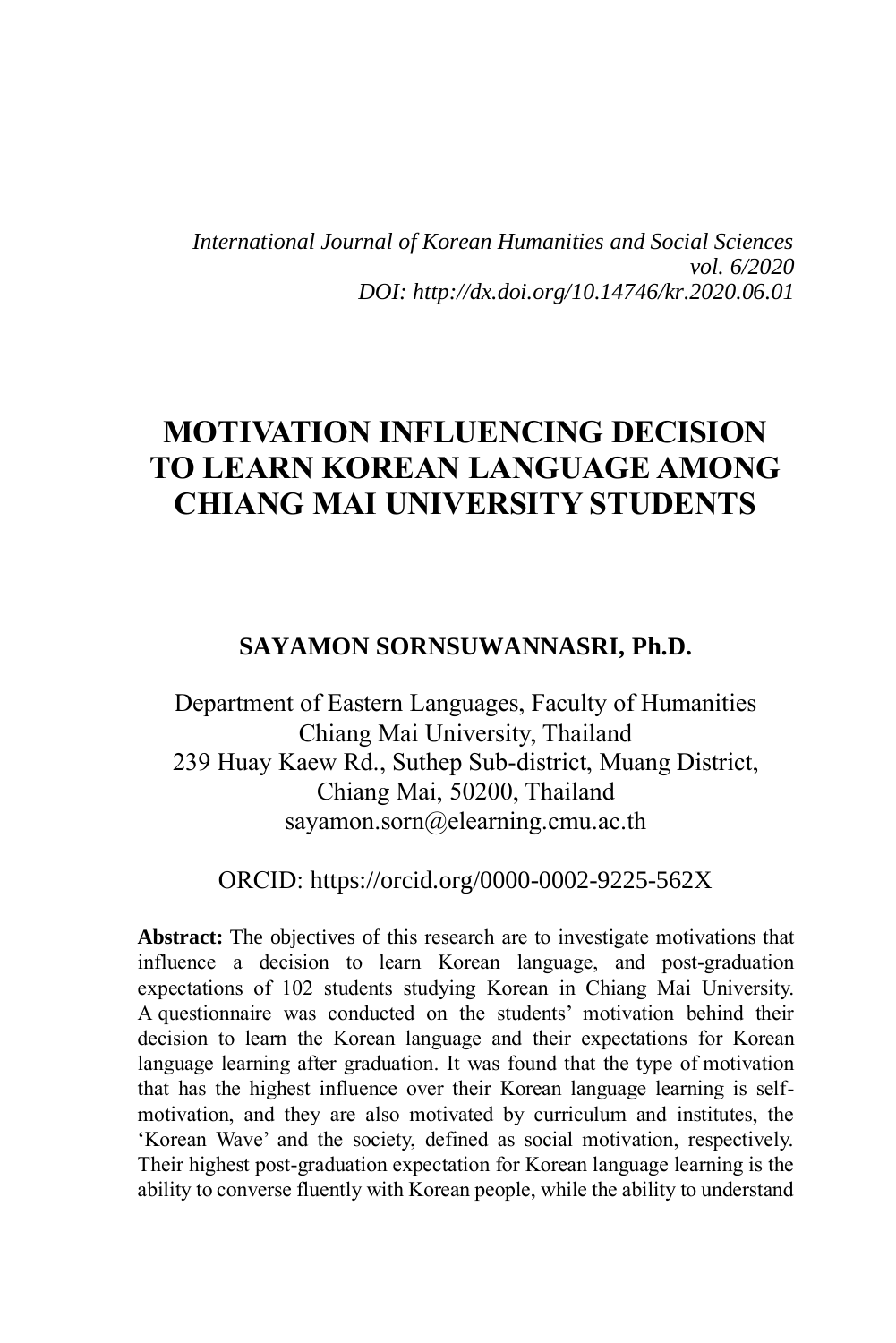*International Journal of Korean Humanities and Social Sciences*
*vol. 6/2020*
*DOI: http://dx.doi.org/10.14746/kr.2020.06.01*

# MOTIVATION INFLUENCING DECISION TO LEARN KOREAN LANGUAGE AMONG CHIANG MAI UNIVERSITY STUDENTS

**SAYAMON SORNSUWANNASRI, Ph.D.**

Department of Eastern Languages, Faculty of Humanities
Chiang Mai University, Thailand
239 Huay Kaew Rd., Suthep Sub-district, Muang District,
Chiang Mai, 50200, Thailand
sayamon.sorn@elearning.cmu.ac.th

ORCID: https://orcid.org/0000-0002-9225-562X

**Abstract:** The objectives of this research are to investigate motivations that influence a decision to learn Korean language, and post-graduation expectations of 102 students studying Korean in Chiang Mai University. A questionnaire was conducted on the students' motivation behind their decision to learn the Korean language and their expectations for Korean language learning after graduation. It was found that the type of motivation that has the highest influence over their Korean language learning is self-motivation, and they are also motivated by curriculum and institutes, the 'Korean Wave' and the society, defined as social motivation, respectively. Their highest post-graduation expectation for Korean language learning is the ability to converse fluently with Korean people, while the ability to understand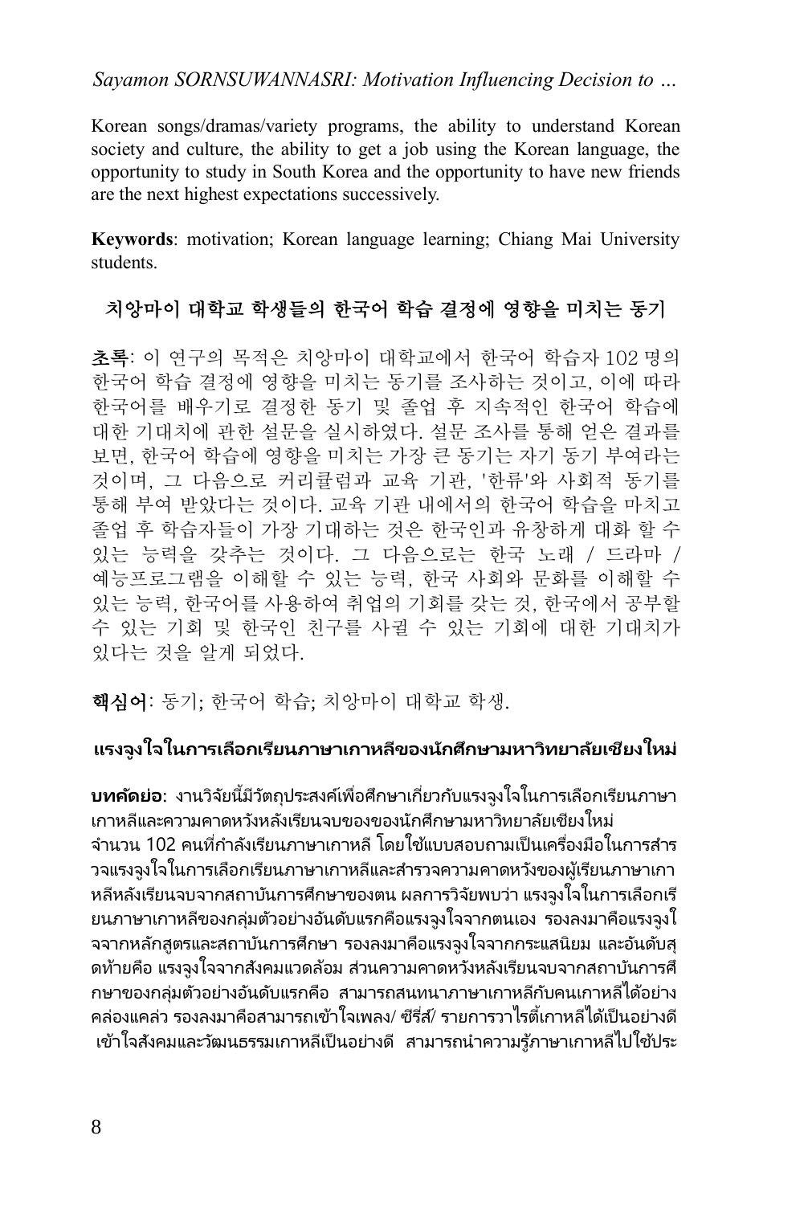Korean songs/dramas/variety programs, the ability to understand Korean society and culture, the ability to get a job using the Korean language, the opportunity to study in South Korea and the opportunity to have new friends are the next highest expectations successively.

**Keywords**: motivation; Korean language learning; Chiang Mai University students.

## 치앙마이 대학교 학생들의 한국어 학습 결정에 영향을 미치는 동기

**초록**: 이 연구의 목적은 치앙마이 대학교에서 한국어 학습자 102 명의 한국어 학습 결정에 영향을 미치는 동기를 조사하는 것이고, 이에 따라 한국어를 배우기로 결정한 동기 및 졸업 후 지속적인 한국어 학습에 대한 기대치에 관한 설문을 실시하였다. 설문 조사를 통해 얻은 결과를 보면, 한국어 학습에 영향을 미치는 가장 큰 동기는 자기 동기 부여라는 것이며, 그 다음으로 커리큘럼과 교육 기관, '한류'와 사회적 동기를 통해 부여 받았다는 것이다. 교육 기관 내에서의 한국어 학습을 마치고 졸업 후 학습자들이 가장 기대하는 것은 한국인과 유창하게 대화 할 수 있는 능력을 갖추는 것이다. 그 다음으로는 한국 노래 / 드라마 / 예능프로그램을 이해할 수 있는 능력, 한국 사회와 문화를 이해할 수 있는 능력, 한국어를 사용하여 취업의 기회를 갖는 것, 한국에서 공부할 수 있는 기회 및 한국인 친구를 사귈 수 있는 기회에 대한 기대치가 있다는 것을 알게 되었다.

**핵심어**: 동기; 한국어 학습; 치앙마이 대학교 학생.

## แรงจูงใจในการเลือกเรียนภาษาเกาหลีของนักศึกษามหาวิทยาลัยเชียงใหม่

**บทคัดย่อ**: งานวิจัยนี้มีวัตถุประสงค์เพื่อศึกษาเกี่ยวกับแรงจูงใจในการเลือกเรียนภาษาเกาหลีและความคาดหวังหลังเรียนจบของของนักศึกษามหาวิทยาลัยเชียงใหม่ จำนวน 102 คนที่กำลังเรียนภาษาเกาหลี โดยใช้แบบสอบถามเป็นเครื่องมือในการสำรวจแรงจูงใจในการเลือกเรียนภาษาเกาหลีและสำรวจความคาดหวังของผู้เรียนภาษาเกาหลีหลังเรียนจบจากสถาบันการศึกษาของตน ผลการวิจัยพบว่า แรงจูงใจในการเลือกเรียนภาษาเกาหลีของกลุ่มตัวอย่างอันดับแรกคือแรงจูงใจจากตนเอง รองลงมาคือแรงจูงใจจากหลักสูตรและสถาบันการศึกษา รองลงมาคือแรงจูงใจจากกระแสนิยม และอันดับสุดท้ายคือ แรงจูงใจจากสังคมแวดล้อม ส่วนความคาดหวังหลังเรียนจบจากสถาบันการศึกษาของกลุ่มตัวอย่างอันดับแรกคือ สามารถสนทนาภาษาเกาหลีกับคนเกาหลีได้อย่างคล่องแคล่ว รองลงมาคือสามารถเข้าใจเพลง/ ซีรี่ส์/ รายการวาไรตี้เกาหลีได้เป็นอย่างดี เข้าใจสังคมและวัฒนธรรมเกาหลีเป็นอย่างดี สามารถนำความรู้ภาษาเกาหลีไปใช้ประ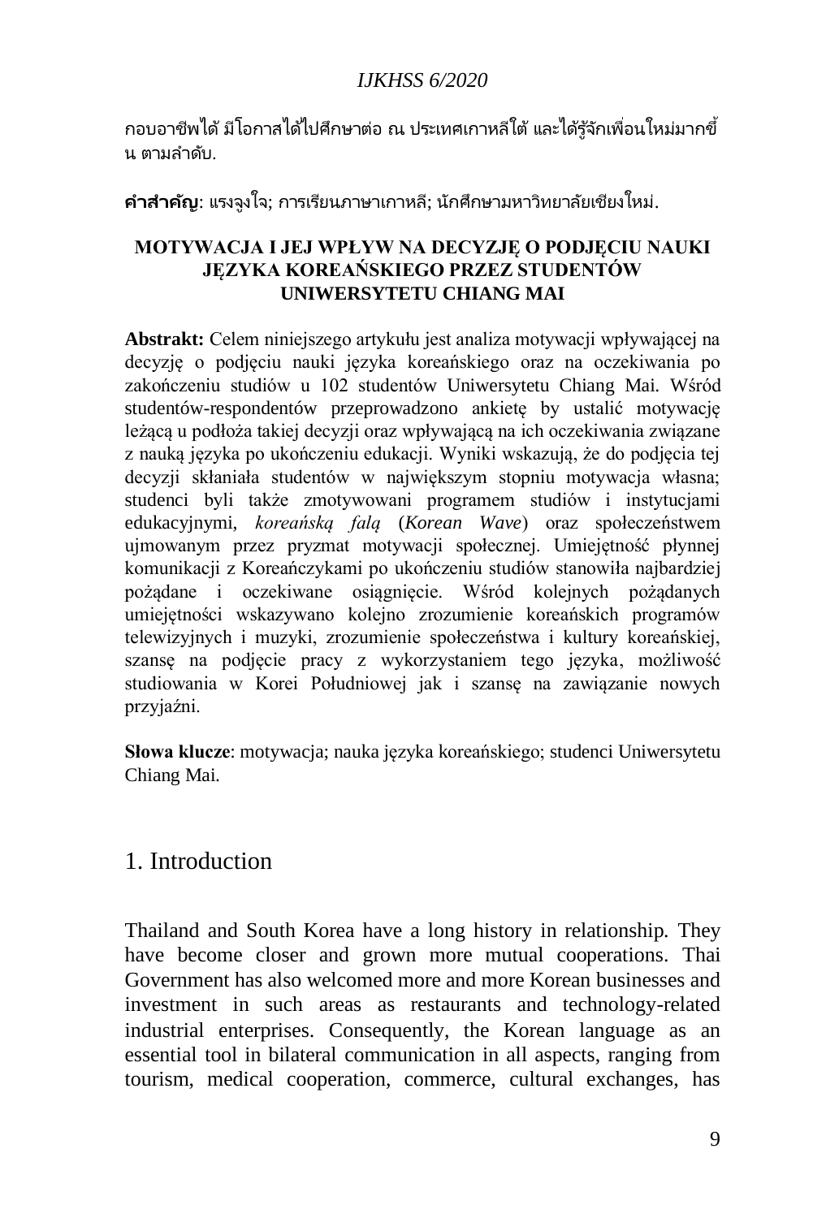กอบอาชีพได้ มีโอกาสได้ไปศึกษาต่อ ณ ประเทศเกาหลีใต้ และได้รู้จักเพื่อนใหม่มากขึ้น ตามลำดับ.

**คำสำคัญ**: แรงจูงใจ; การเรียนภาษาเกาหลี; นักศึกษามหาวิทยาลัยเชียงใหม่.

**MOTYWACJA I JEJ WPŁYW NA DECYZJĘ O PODJĘCIU NAUKI JĘZYKA KOREAŃSKIEGO PRZEZ STUDENTÓW UNIWERSYTETU CHIANG MAI**

**Abstrakt:** Celem niniejszego artykułu jest analiza motywacji wpływającej na decyzję o podjęciu nauki języka koreańskiego oraz na oczekiwania po zakończeniu studiów u 102 studentów Uniwersytetu Chiang Mai. Wśród studentów-respondentów przeprowadzono ankietę by ustalić motywację leżącą u podłoża takiej decyzji oraz wpływającą na ich oczekiwania związane z nauką języka po ukończeniu edukacji. Wyniki wskazują, że do podjęcia tej decyzji skłaniała studentów w największym stopniu motywacja własna; studenci byli także zmotywowani programem studiów i instytucjami edukacyjnymi, *koreańską falą* (*Korean Wave*) oraz społeczeństwem ujmowanym przez pryzmat motywacji społecznej. Umiejętność płynnej komunikacji z Koreańczykami po ukończeniu studiów stanowiła najbardziej pożądane i oczekiwane osiągnięcie. Wśród kolejnych pożądanych umiejętności wskazywano kolejno zrozumienie koreańskich programów telewizyjnych i muzyki, zrozumienie społeczeństwa i kultury koreańskiej, szansę na podjęcie pracy z wykorzystaniem tego języka, możliwość studiowania w Korei Południowej jak i szansę na zawiązanie nowych przyjaźni.

**Słowa klucze**: motywacja; nauka języka koreańskiego; studenci Uniwersytetu Chiang Mai.

## 1. Introduction

Thailand and South Korea have a long history in relationship. They have become closer and grown more mutual cooperations. Thai Government has also welcomed more and more Korean businesses and investment in such areas as restaurants and technology-related industrial enterprises. Consequently, the Korean language as an essential tool in bilateral communication in all aspects, ranging from tourism, medical cooperation, commerce, cultural exchanges, has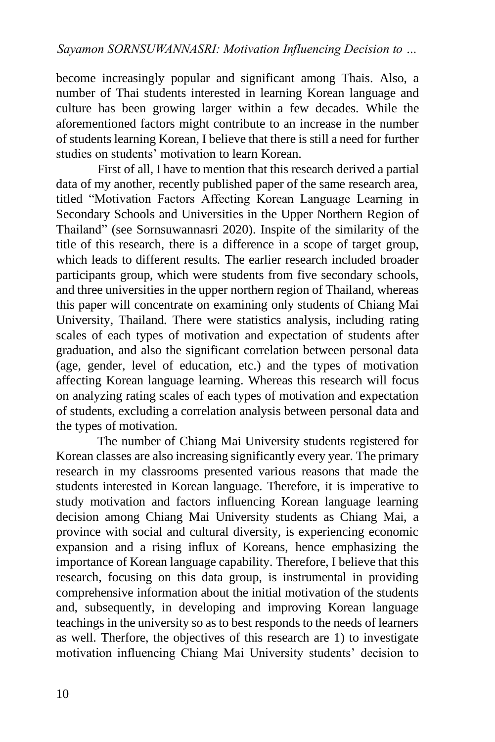become increasingly popular and significant among Thais. Also, a number of Thai students interested in learning Korean language and culture has been growing larger within a few decades. While the aforementioned factors might contribute to an increase in the number of students learning Korean, I believe that there is still a need for further studies on students' motivation to learn Korean.

First of all, I have to mention that this research derived a partial data of my another, recently published paper of the same research area, titled "Motivation Factors Affecting Korean Language Learning in Secondary Schools and Universities in the Upper Northern Region of Thailand" (see Sornsuwannasri 2020). Inspite of the similarity of the title of this research, there is a difference in a scope of target group, which leads to different results. The earlier research included broader participants group, which were students from five secondary schools, and three universities in the upper northern region of Thailand, whereas this paper will concentrate on examining only students of Chiang Mai University, Thailand. There were statistics analysis, including rating scales of each types of motivation and expectation of students after graduation, and also the significant correlation between personal data (age, gender, level of education, etc.) and the types of motivation affecting Korean language learning. Whereas this research will focus on analyzing rating scales of each types of motivation and expectation of students, excluding a correlation analysis between personal data and the types of motivation.

The number of Chiang Mai University students registered for Korean classes are also increasing significantly every year. The primary research in my classrooms presented various reasons that made the students interested in Korean language. Therefore, it is imperative to study motivation and factors influencing Korean language learning decision among Chiang Mai University students as Chiang Mai, a province with social and cultural diversity, is experiencing economic expansion and a rising influx of Koreans, hence emphasizing the importance of Korean language capability. Therefore, I believe that this research, focusing on this data group, is instrumental in providing comprehensive information about the initial motivation of the students and, subsequently, in developing and improving Korean language teachings in the university so as to best responds to the needs of learners as well. Therfore, the objectives of this research are 1) to investigate motivation influencing Chiang Mai University students' decision to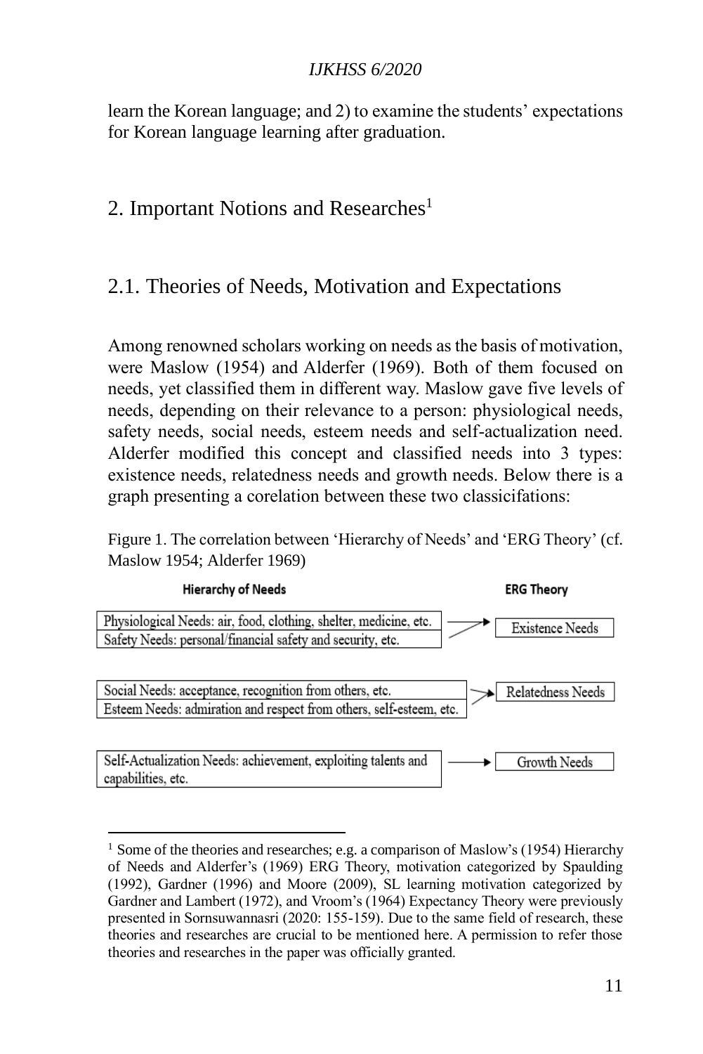learn the Korean language; and 2) to examine the students' expectations for Korean language learning after graduation.

## 2. Important Notions and Researches[1]

### 2.1. Theories of Needs, Motivation and Expectations

Among renowned scholars working on needs as the basis of motivation, were Maslow (1954) and Alderfer (1969). Both of them focused on needs, yet classified them in different way. Maslow gave five levels of needs, depending on their relevance to a person: physiological needs, safety needs, social needs, esteem needs and self-actualization need. Alderfer modified this concept and classified needs into 3 types: existence needs, relatedness needs and growth needs. Below there is a graph presenting a corelation between these two classicifations:

Figure 1. The correlation between 'Hierarchy of Needs' and 'ERG Theory' (cf. Maslow 1954; Alderfer 1969)

| Hierarchy of Needs | ERG Theory |
| --- | --- |
| Physiological Needs: air, food, clothing, shelter, medicine, etc.<br>Safety Needs: personal/financial safety and security, etc. | → Existence Needs |
| Social Needs: acceptance, recognition from others, etc.<br>Esteem Needs: admiration and respect from others, self-esteem, etc. | → Relatedness Needs |
| Self-Actualization Needs: achievement, exploiting talents and capabilities, etc. | → Growth Needs |

[1] Some of the theories and researches; e.g. a comparison of Maslow's (1954) Hierarchy of Needs and Alderfer's (1969) ERG Theory, motivation categorized by Spaulding (1992), Gardner (1996) and Moore (2009), SL learning motivation categorized by Gardner and Lambert (1972), and Vroom's (1964) Expectancy Theory were previously presented in Sornsuwannasri (2020: 155-159). Due to the same field of research, these theories and researches are crucial to be mentioned here. A permission to refer those theories and researches in the paper was officially granted.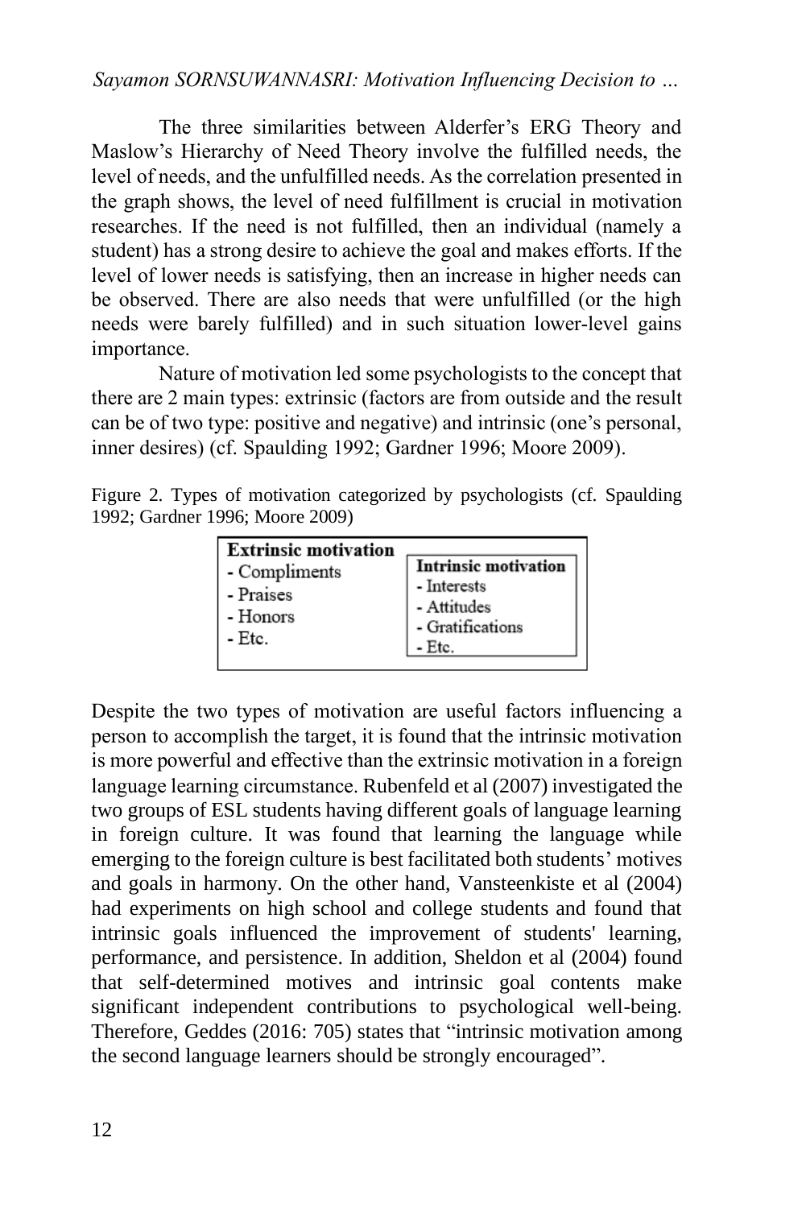The three similarities between Alderfer's ERG Theory and Maslow's Hierarchy of Need Theory involve the fulfilled needs, the level of needs, and the unfulfilled needs. As the correlation presented in the graph shows, the level of need fulfillment is crucial in motivation researches. If the need is not fulfilled, then an individual (namely a student) has a strong desire to achieve the goal and makes efforts. If the level of lower needs is satisfying, then an increase in higher needs can be observed. There are also needs that were unfulfilled (or the high needs were barely fulfilled) and in such situation lower-level gains importance.

Nature of motivation led some psychologists to the concept that there are 2 main types: extrinsic (factors are from outside and the result can be of two type: positive and negative) and intrinsic (one's personal, inner desires) (cf. Spaulding 1992; Gardner 1996; Moore 2009).

Figure 2. Types of motivation categorized by psychologists (cf. Spaulding 1992; Gardner 1996; Moore 2009)

| Extrinsic motivation | Intrinsic motivation |
|---|---|
| - Compliments | - Interests |
| - Praises | - Attitudes |
| - Honors | - Gratifications |
| - Etc. | - Etc. |

Despite the two types of motivation are useful factors influencing a person to accomplish the target, it is found that the intrinsic motivation is more powerful and effective than the extrinsic motivation in a foreign language learning circumstance. Rubenfeld et al (2007) investigated the two groups of ESL students having different goals of language learning in foreign culture. It was found that learning the language while emerging to the foreign culture is best facilitated both students' motives and goals in harmony. On the other hand, Vansteenkiste et al (2004) had experiments on high school and college students and found that intrinsic goals influenced the improvement of students' learning, performance, and persistence. In addition, Sheldon et al (2004) found that self-determined motives and intrinsic goal contents make significant independent contributions to psychological well-being. Therefore, Geddes (2016: 705) states that "intrinsic motivation among the second language learners should be strongly encouraged".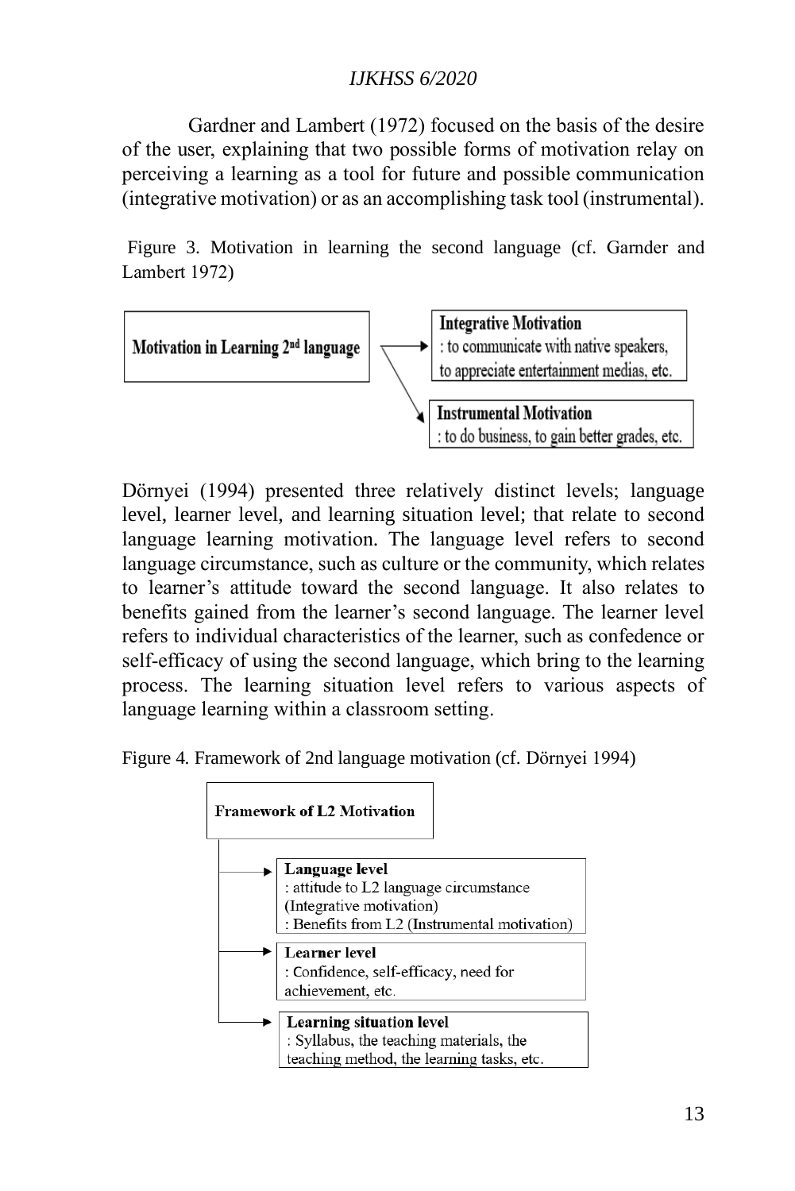Gardner and Lambert (1972) focused on the basis of the desire of the user, explaining that two possible forms of motivation relay on perceiving a learning as a tool for future and possible communication (integrative motivation) or as an accomplishing task tool (instrumental).

Figure 3. Motivation in learning the second language (cf. Garnder and Lambert 1972)

**Motivation in Learning 2nd language**

- **Integrative Motivation**
  : to communicate with native speakers, to appreciate entertainment medias, etc.
- **Instrumental Motivation**
  : to do business, to gain better grades, etc.

Dörnyei (1994) presented three relatively distinct levels; language level, learner level, and learning situation level; that relate to second language learning motivation. The language level refers to second language circumstance, such as culture or the community, which relates to learner's attitude toward the second language. It also relates to benefits gained from the learner's second language. The learner level refers to individual characteristics of the learner, such as confedence or self-efficacy of using the second language, which bring to the learning process. The learning situation level refers to various aspects of language learning within a classroom setting.

Figure 4. Framework of 2nd language motivation (cf. Dörnyei 1994)

**Framework of L2 Motivation**

- **Language level**
  : attitude to L2 language circumstance (Integrative motivation)
  : Benefits from L2 (Instrumental motivation)
- **Learner level**
  : Confidence, self-efficacy, need for achievement, etc.
- **Learning situation level**
  : Syllabus, the teaching materials, the teaching method, the learning tasks, etc.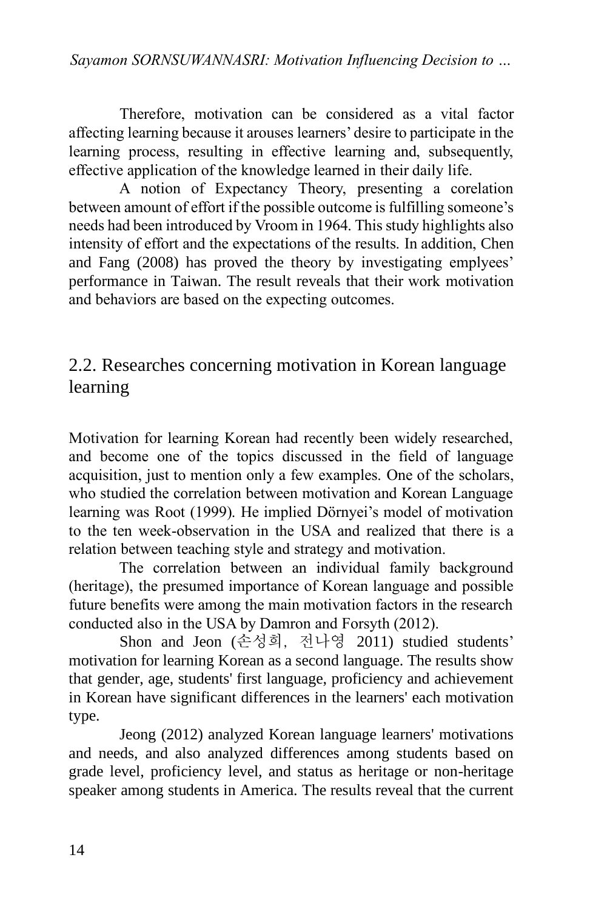Therefore, motivation can be considered as a vital factor affecting learning because it arouses learners' desire to participate in the learning process, resulting in effective learning and, subsequently, effective application of the knowledge learned in their daily life.

A notion of Expectancy Theory, presenting a corelation between amount of effort if the possible outcome is fulfilling someone's needs had been introduced by Vroom in 1964. This study highlights also intensity of effort and the expectations of the results. In addition, Chen and Fang (2008) has proved the theory by investigating emplyees' performance in Taiwan. The result reveals that their work motivation and behaviors are based on the expecting outcomes.

## 2.2. Researches concerning motivation in Korean language learning

Motivation for learning Korean had recently been widely researched, and become one of the topics discussed in the field of language acquisition, just to mention only a few examples. One of the scholars, who studied the correlation between motivation and Korean Language learning was Root (1999). He implied Dörnyei's model of motivation to the ten week-observation in the USA and realized that there is a relation between teaching style and strategy and motivation.

The correlation between an individual family background (heritage), the presumed importance of Korean language and possible future benefits were among the main motivation factors in the research conducted also in the USA by Damron and Forsyth (2012).

Shon and Jeon (손성희, 전나영 2011) studied students' motivation for learning Korean as a second language. The results show that gender, age, students' first language, proficiency and achievement in Korean have significant differences in the learners' each motivation type.

Jeong (2012) analyzed Korean language learners' motivations and needs, and also analyzed differences among students based on grade level, proficiency level, and status as heritage or non-heritage speaker among students in America. The results reveal that the current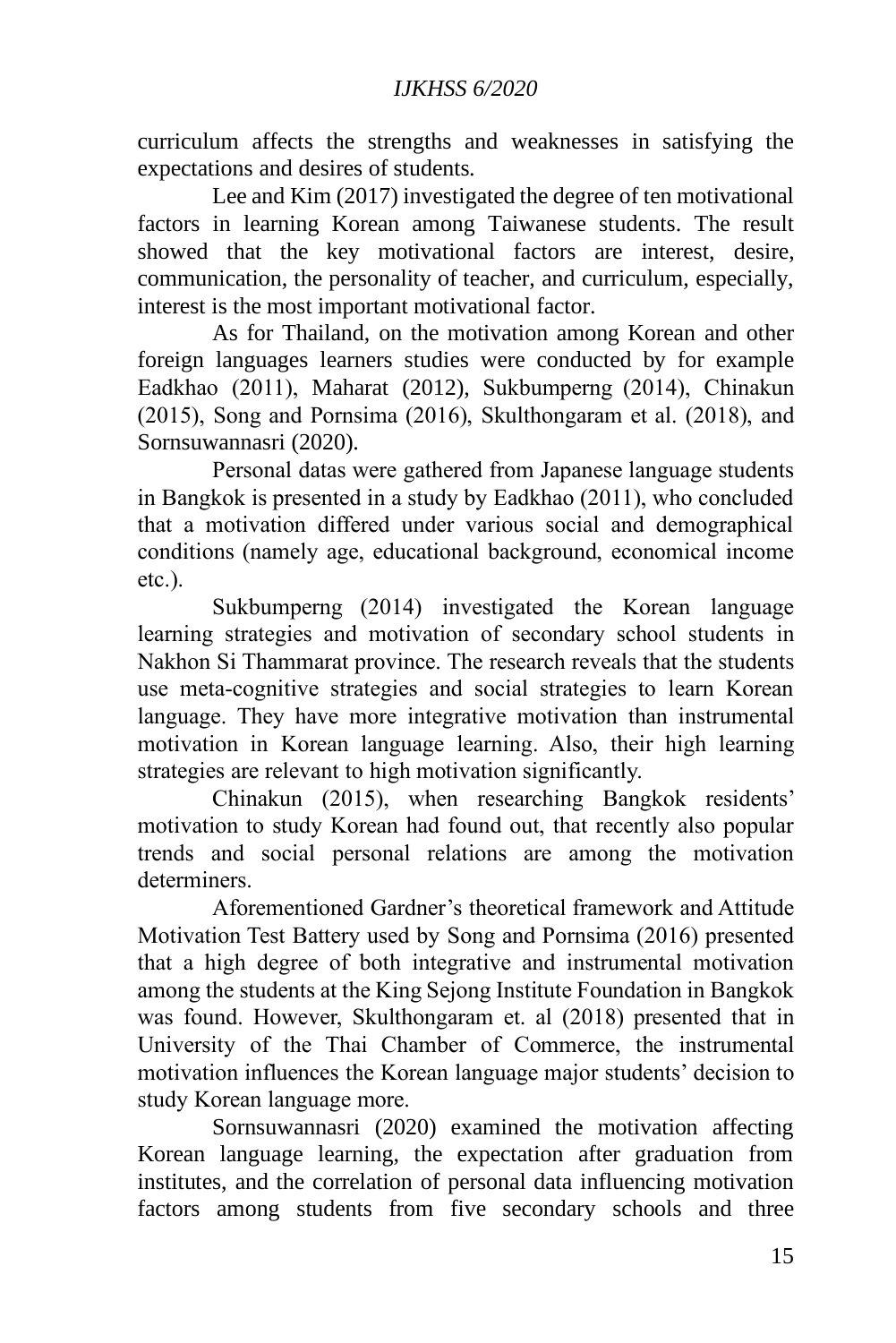curriculum affects the strengths and weaknesses in satisfying the expectations and desires of students.

Lee and Kim (2017) investigated the degree of ten motivational factors in learning Korean among Taiwanese students. The result showed that the key motivational factors are interest, desire, communication, the personality of teacher, and curriculum, especially, interest is the most important motivational factor.

As for Thailand, on the motivation among Korean and other foreign languages learners studies were conducted by for example Eadkhao (2011), Maharat (2012), Sukbumperng (2014), Chinakun (2015), Song and Pornsima (2016), Skulthongaram et al. (2018), and Sornsuwannasri (2020).

Personal datas were gathered from Japanese language students in Bangkok is presented in a study by Eadkhao (2011), who concluded that a motivation differed under various social and demographical conditions (namely age, educational background, economical income etc.).

Sukbumperng (2014) investigated the Korean language learning strategies and motivation of secondary school students in Nakhon Si Thammarat province. The research reveals that the students use meta-cognitive strategies and social strategies to learn Korean language. They have more integrative motivation than instrumental motivation in Korean language learning. Also, their high learning strategies are relevant to high motivation significantly.

Chinakun (2015), when researching Bangkok residents' motivation to study Korean had found out, that recently also popular trends and social personal relations are among the motivation determiners.

Aforementioned Gardner's theoretical framework and Attitude Motivation Test Battery used by Song and Pornsima (2016) presented that a high degree of both integrative and instrumental motivation among the students at the King Sejong Institute Foundation in Bangkok was found. However, Skulthongaram et. al (2018) presented that in University of the Thai Chamber of Commerce, the instrumental motivation influences the Korean language major students' decision to study Korean language more.

Sornsuwannasri (2020) examined the motivation affecting Korean language learning, the expectation after graduation from institutes, and the correlation of personal data influencing motivation factors among students from five secondary schools and three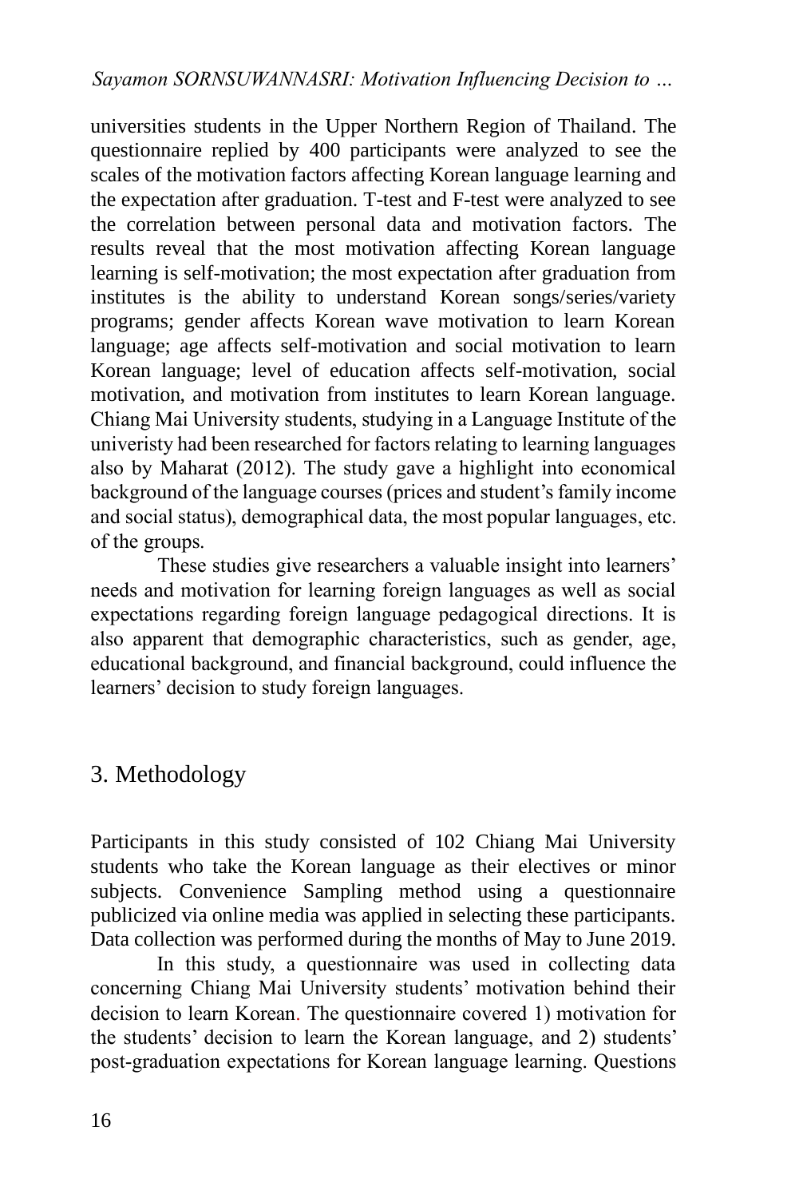universities students in the Upper Northern Region of Thailand. The questionnaire replied by 400 participants were analyzed to see the scales of the motivation factors affecting Korean language learning and the expectation after graduation. T-test and F-test were analyzed to see the correlation between personal data and motivation factors. The results reveal that the most motivation affecting Korean language learning is self-motivation; the most expectation after graduation from institutes is the ability to understand Korean songs/series/variety programs; gender affects Korean wave motivation to learn Korean language; age affects self-motivation and social motivation to learn Korean language; level of education affects self-motivation, social motivation, and motivation from institutes to learn Korean language. Chiang Mai University students, studying in a Language Institute of the univeristy had been researched for factors relating to learning languages also by Maharat (2012). The study gave a highlight into economical background of the language courses (prices and student's family income and social status), demographical data, the most popular languages, etc. of the groups.

These studies give researchers a valuable insight into learners' needs and motivation for learning foreign languages as well as social expectations regarding foreign language pedagogical directions. It is also apparent that demographic characteristics, such as gender, age, educational background, and financial background, could influence the learners' decision to study foreign languages.

## 3. Methodology

Participants in this study consisted of 102 Chiang Mai University students who take the Korean language as their electives or minor subjects. Convenience Sampling method using a questionnaire publicized via online media was applied in selecting these participants. Data collection was performed during the months of May to June 2019.

In this study, a questionnaire was used in collecting data concerning Chiang Mai University students' motivation behind their decision to learn Korean. The questionnaire covered 1) motivation for the students' decision to learn the Korean language, and 2) students' post-graduation expectations for Korean language learning. Questions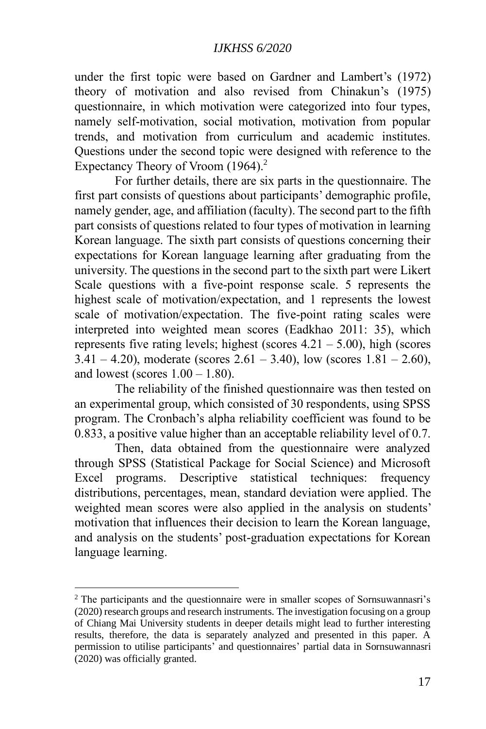under the first topic were based on Gardner and Lambert's (1972) theory of motivation and also revised from Chinakun's (1975) questionnaire, in which motivation were categorized into four types, namely self-motivation, social motivation, motivation from popular trends, and motivation from curriculum and academic institutes. Questions under the second topic were designed with reference to the Expectancy Theory of Vroom (1964).[2]

For further details, there are six parts in the questionnaire. The first part consists of questions about participants' demographic profile, namely gender, age, and affiliation (faculty). The second part to the fifth part consists of questions related to four types of motivation in learning Korean language. The sixth part consists of questions concerning their expectations for Korean language learning after graduating from the university. The questions in the second part to the sixth part were Likert Scale questions with a five-point response scale. 5 represents the highest scale of motivation/expectation, and 1 represents the lowest scale of motivation/expectation. The five-point rating scales were interpreted into weighted mean scores (Eadkhao 2011: 35), which represents five rating levels; highest (scores 4.21 – 5.00), high (scores 3.41 – 4.20), moderate (scores 2.61 – 3.40), low (scores 1.81 – 2.60), and lowest (scores 1.00 – 1.80).

The reliability of the finished questionnaire was then tested on an experimental group, which consisted of 30 respondents, using SPSS program. The Cronbach's alpha reliability coefficient was found to be 0.833, a positive value higher than an acceptable reliability level of 0.7.

Then, data obtained from the questionnaire were analyzed through SPSS (Statistical Package for Social Science) and Microsoft Excel programs. Descriptive statistical techniques: frequency distributions, percentages, mean, standard deviation were applied. The weighted mean scores were also applied in the analysis on students' motivation that influences their decision to learn the Korean language, and analysis on the students' post-graduation expectations for Korean language learning.

---

[2] The participants and the questionnaire were in smaller scopes of Sornsuwannasri's (2020) research groups and research instruments. The investigation focusing on a group of Chiang Mai University students in deeper details might lead to further interesting results, therefore, the data is separately analyzed and presented in this paper. A permission to utilise participants' and questionnaires' partial data in Sornsuwannasri (2020) was officially granted.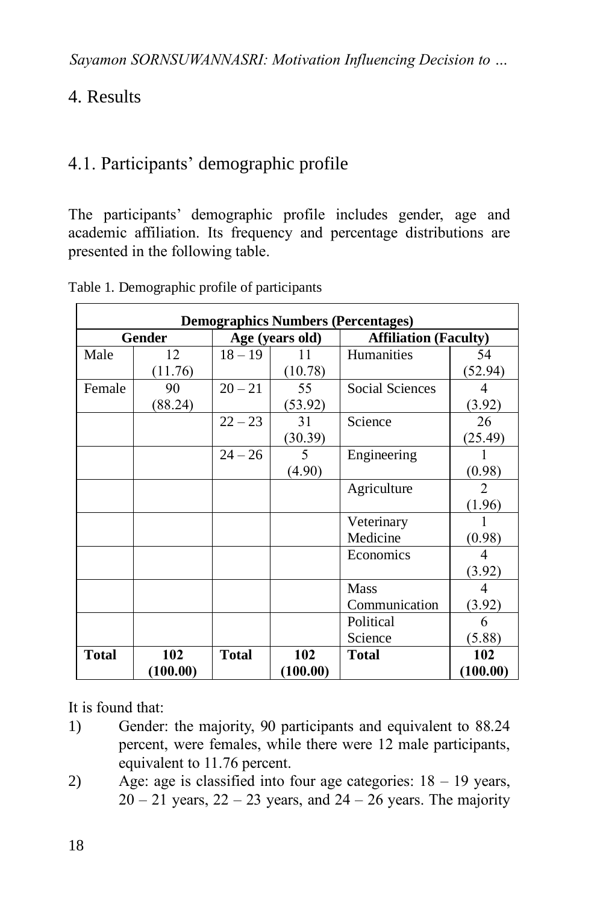# 4. Results

## 4.1. Participants' demographic profile

The participants' demographic profile includes gender, age and academic affiliation. Its frequency and percentage distributions are presented in the following table.

Table 1. Demographic profile of participants

| Demographics Numbers (Percentages) | | | | | |
|---|---|---|---|---|---|
| **Gender** | | **Age (years old)** | | **Affiliation (Faculty)** | |
| Male | 12 (11.76) | 18 – 19 | 11 (10.78) | Humanities | 54 (52.94) |
| Female | 90 (88.24) | 20 – 21 | 55 (53.92) | Social Sciences | 4 (3.92) |
| | | 22 – 23 | 31 (30.39) | Science | 26 (25.49) |
| | | 24 – 26 | 5 (4.90) | Engineering | 1 (0.98) |
| | | | | Agriculture | 2 (1.96) |
| | | | | Veterinary Medicine | 1 (0.98) |
| | | | | Economics | 4 (3.92) |
| | | | | Mass Communication | 4 (3.92) |
| | | | | Political Science | 6 (5.88) |
| **Total** | **102 (100.00)** | **Total** | **102 (100.00)** | **Total** | **102 (100.00)** |

It is found that:

1) Gender: the majority, 90 participants and equivalent to 88.24 percent, were females, while there were 12 male participants, equivalent to 11.76 percent.
2) Age: age is classified into four age categories: 18 – 19 years, 20 – 21 years, 22 – 23 years, and 24 – 26 years. The majority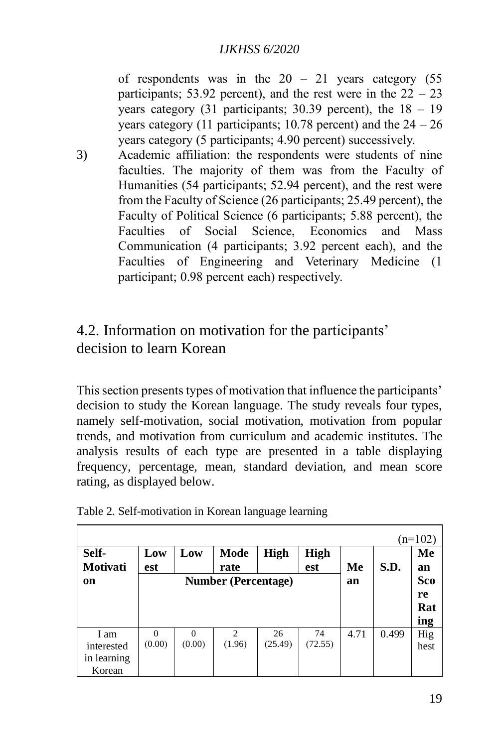of respondents was in the 20 – 21 years category (55 participants; 53.92 percent), and the rest were in the 22 – 23 years category (31 participants; 30.39 percent), the 18 – 19 years category (11 participants; 10.78 percent) and the 24 – 26 years category (5 participants; 4.90 percent) successively.

3) Academic affiliation: the respondents were students of nine faculties. The majority of them was from the Faculty of Humanities (54 participants; 52.94 percent), and the rest were from the Faculty of Science (26 participants; 25.49 percent), the Faculty of Political Science (6 participants; 5.88 percent), the Faculties of Social Science, Economics and Mass Communication (4 participants; 3.92 percent each), and the Faculties of Engineering and Veterinary Medicine (1 participant; 0.98 percent each) respectively.

## 4.2. Information on motivation for the participants' decision to learn Korean

This section presents types of motivation that influence the participants' decision to study the Korean language. The study reveals four types, namely self-motivation, social motivation, motivation from popular trends, and motivation from curriculum and academic institutes. The analysis results of each type are presented in a table displaying frequency, percentage, mean, standard deviation, and mean score rating, as displayed below.

Table 2. Self-motivation in Korean language learning

(n=102)

| Self-Motivation | Lowest | Low | Moderate | High | Highest | Mean | S.D. | Mean Score Rating |
|---|---|---|---|---|---|---|---|---|
| | Number (Percentage) | | | | | | | |
| I am interested in learning Korean | 0 (0.00) | 0 (0.00) | 2 (1.96) | 26 (25.49) | 74 (72.55) | 4.71 | 0.499 | Highest |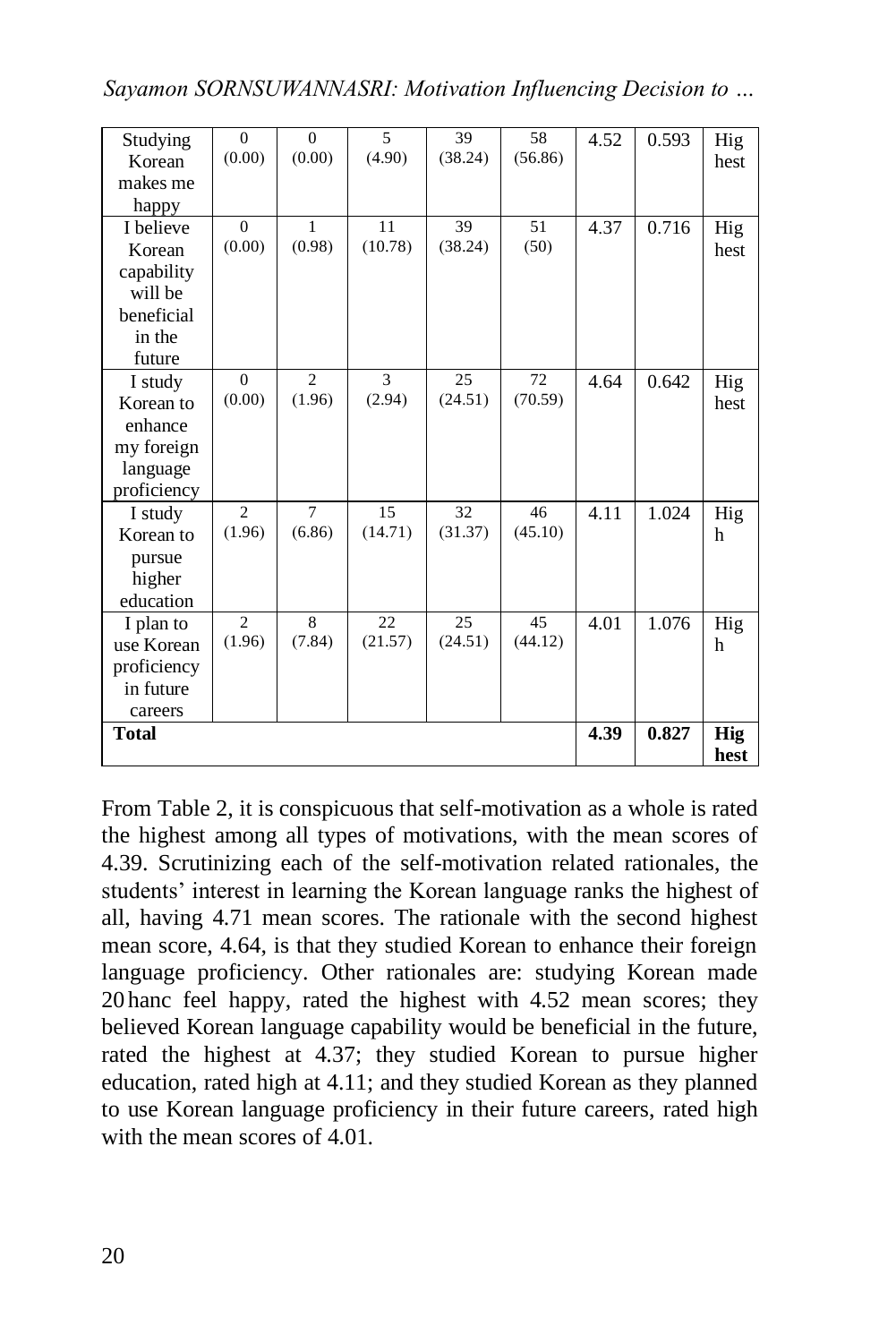| Studying Korean makes me happy | 0 (0.00) | 0 (0.00) | 5 (4.90) | 39 (38.24) | 58 (56.86) | 4.52 | 0.593 | Highest |
|---|---|---|---|---|---|---|---|---|
| I believe Korean capability will be beneficial in the future | 0 (0.00) | 1 (0.98) | 11 (10.78) | 39 (38.24) | 51 (50) | 4.37 | 0.716 | Highest |
| I study Korean to enhance my foreign language proficiency | 0 (0.00) | 2 (1.96) | 3 (2.94) | 25 (24.51) | 72 (70.59) | 4.64 | 0.642 | Highest |
| I study Korean to pursue higher education | 2 (1.96) | 7 (6.86) | 15 (14.71) | 32 (31.37) | 46 (45.10) | 4.11 | 1.024 | High |
| I plan to use Korean proficiency in future careers | 2 (1.96) | 8 (7.84) | 22 (21.57) | 25 (24.51) | 45 (44.12) | 4.01 | 1.076 | High |
| **Total** | | | | | | **4.39** | **0.827** | **Highest** |

From Table 2, it is conspicuous that self-motivation as a whole is rated the highest among all types of motivations, with the mean scores of 4.39. Scrutinizing each of the self-motivation related rationales, the students' interest in learning the Korean language ranks the highest of all, having 4.71 mean scores. The rationale with the second highest mean score, 4.64, is that they studied Korean to enhance their foreign language proficiency. Other rationales are: studying Korean made 20 hanc feel happy, rated the highest with 4.52 mean scores; they believed Korean language capability would be beneficial in the future, rated the highest at 4.37; they studied Korean to pursue higher education, rated high at 4.11; and they studied Korean as they planned to use Korean language proficiency in their future careers, rated high with the mean scores of 4.01.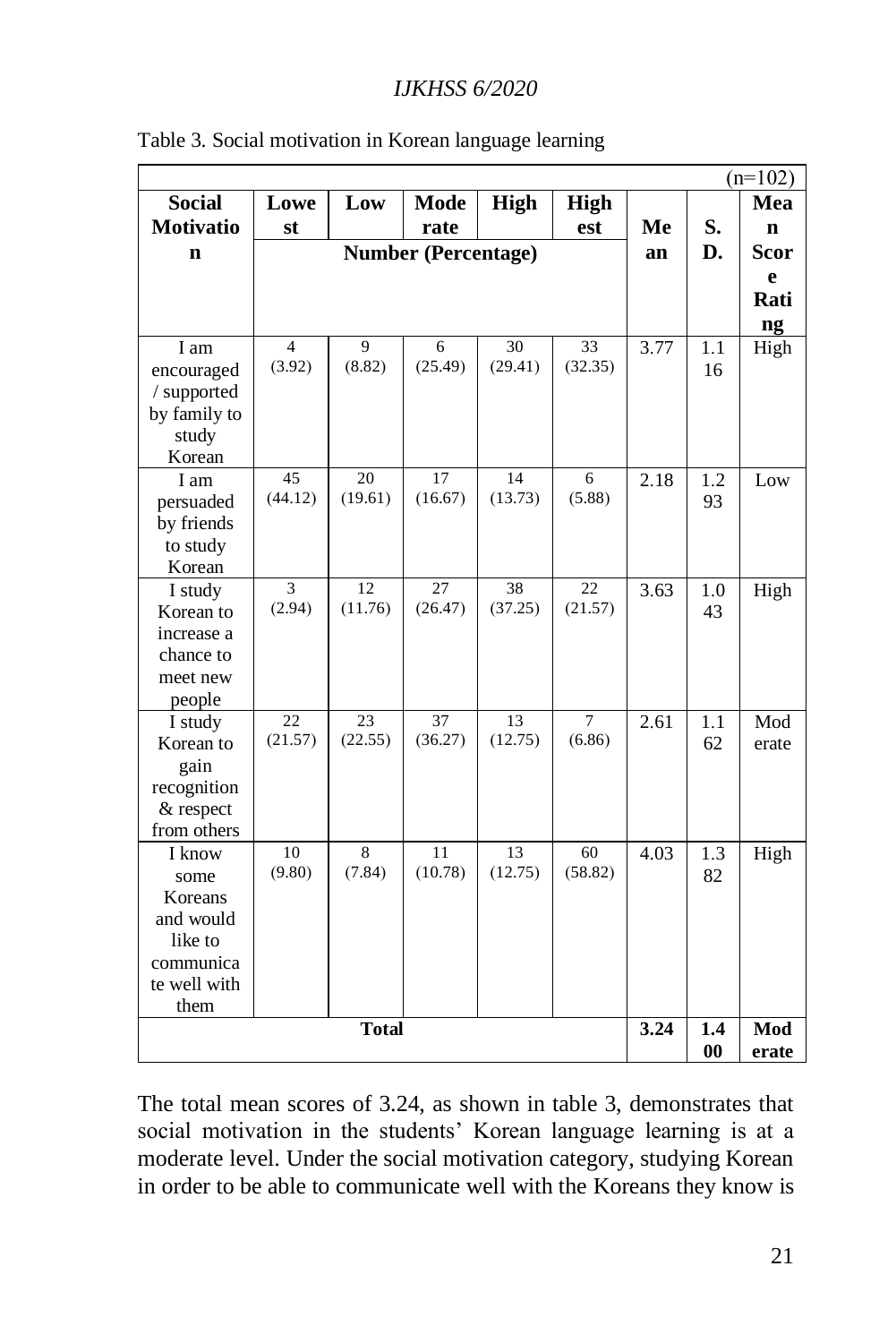Table 3. Social motivation in Korean language learning

(n=102)

| Social Motivation | Lowest | Low | Moderate | High | Highest | Mean | S.D. | Mean Score Rating |
|---|---|---|---|---|---|---|---|---|
| | Number (Percentage) | | | | | | | |
| I am encouraged / supported by family to study Korean | 4 (3.92) | 9 (8.82) | 6 (25.49) | 30 (29.41) | 33 (32.35) | 3.77 | 1.116 | High |
| I am persuaded by friends to study Korean | 45 (44.12) | 20 (19.61) | 17 (16.67) | 14 (13.73) | 6 (5.88) | 2.18 | 1.293 | Low |
| I study Korean to increase a chance to meet new people | 3 (2.94) | 12 (11.76) | 27 (26.47) | 38 (37.25) | 22 (21.57) | 3.63 | 1.043 | High |
| I study Korean to gain recognition & respect from others | 22 (21.57) | 23 (22.55) | 37 (36.27) | 13 (12.75) | 7 (6.86) | 2.61 | 1.162 | Moderate |
| I know some Koreans and would like to communicate well with them | 10 (9.80) | 8 (7.84) | 11 (10.78) | 13 (12.75) | 60 (58.82) | 4.03 | 1.382 | High |
| **Total** | | | | | | **3.24** | **1.400** | **Moderate** |

The total mean scores of 3.24, as shown in table 3, demonstrates that social motivation in the students' Korean language learning is at a moderate level. Under the social motivation category, studying Korean in order to be able to communicate well with the Koreans they know is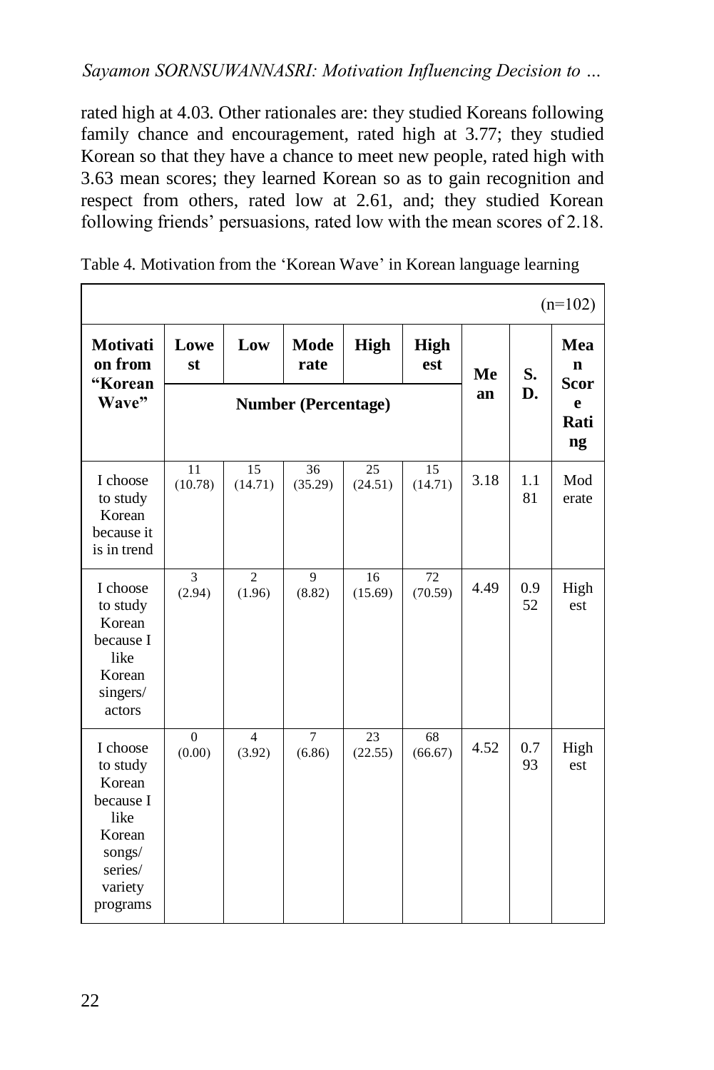rated high at 4.03. Other rationales are: they studied Koreans following family chance and encouragement, rated high at 3.77; they studied Korean so that they have a chance to meet new people, rated high with 3.63 mean scores; they learned Korean so as to gain recognition and respect from others, rated low at 2.61, and; they studied Korean following friends' persuasions, rated low with the mean scores of 2.18.

Table 4. Motivation from the 'Korean Wave' in Korean language learning

(n=102)

| Motivation from "Korean Wave" | Lowest | Low | Moderate | High | Highest | Mean | S.D. | Mean Score Rating |
|---|---|---|---|---|---|---|---|---|
| | Number (Percentage) | | | | | | | |
| I choose to study Korean because it is in trend | 11 (10.78) | 15 (14.71) | 36 (35.29) | 25 (24.51) | 15 (14.71) | 3.18 | 1.181 | Moderate |
| I choose to study Korean because I like Korean singers/ actors | 3 (2.94) | 2 (1.96) | 9 (8.82) | 16 (15.69) | 72 (70.59) | 4.49 | 0.952 | Highest |
| I choose to study Korean because I like Korean songs/ series/ variety programs | 0 (0.00) | 4 (3.92) | 7 (6.86) | 23 (22.55) | 68 (66.67) | 4.52 | 0.793 | Highest |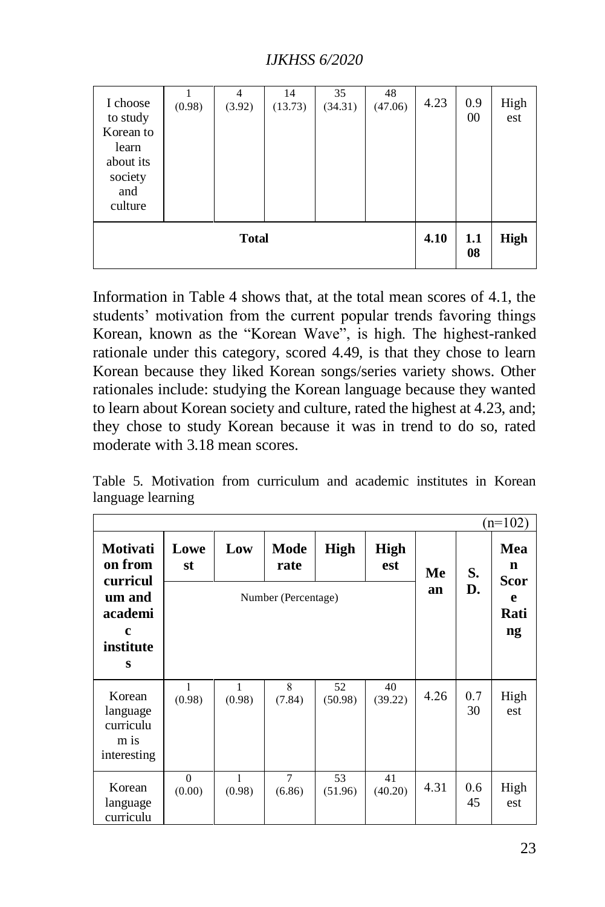| I choose to study Korean to learn about its society and culture | 1 (0.98) | 4 (3.92) | 14 (13.73) | 35 (34.31) | 48 (47.06) | 4.23 | 0.900 | Highest |
|---|---|---|---|---|---|---|---|---|
| **Total** | | | | | | **4.10** | **1.108** | **High** |

Information in Table 4 shows that, at the total mean scores of 4.1, the students' motivation from the current popular trends favoring things Korean, known as the "Korean Wave", is high. The highest-ranked rationale under this category, scored 4.49, is that they chose to learn Korean because they liked Korean songs/series variety shows. Other rationales include: studying the Korean language because they wanted to learn about Korean society and culture, rated the highest at 4.23, and; they chose to study Korean because it was in trend to do so, rated moderate with 3.18 mean scores.

Table 5. Motivation from curriculum and academic institutes in Korean language learning

(n=102)

| **Motivation from curriculum and academic institutes** | **Lowest** | **Low** | **Moderate** | **High** | **Highest** | **Mean** | **S.D.** | **Mean Score Rating** |
|---|---|---|---|---|---|---|---|---|
| | Number (Percentage) | | | | | | | |
| Korean language curriculum is interesting | 1 (0.98) | 1 (0.98) | 8 (7.84) | 52 (50.98) | 40 (39.22) | 4.26 | 0.730 | Highest |
| Korean language curriculu | 0 (0.00) | 1 (0.98) | 7 (6.86) | 53 (51.96) | 41 (40.20) | 4.31 | 0.645 | Highest |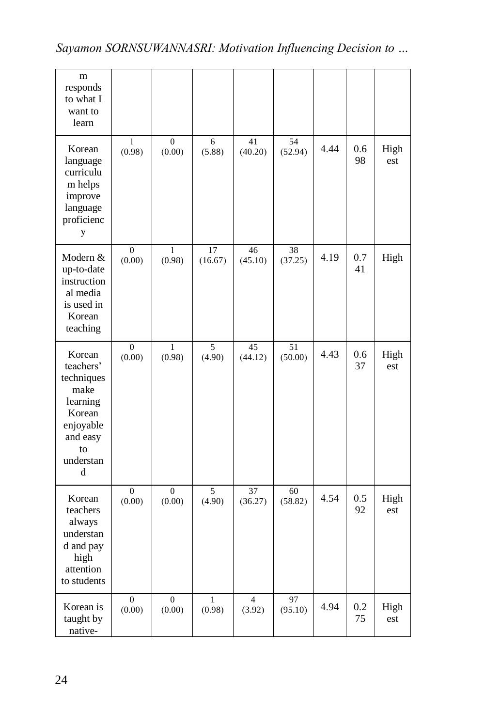| | | | | | | | | |
|---|---|---|---|---|---|---|---|---|
| m responds to what I want to learn | | | | | | | | |
| Korean language curriculum helps improve language proficiency | 1 (0.98) | 0 (0.00) | 6 (5.88) | 41 (40.20) | 54 (52.94) | 4.44 | 0.698 | Highest |
| Modern & up-to-date instructional media is used in Korean teaching | 0 (0.00) | 1 (0.98) | 17 (16.67) | 46 (45.10) | 38 (37.25) | 4.19 | 0.741 | High |
| Korean teachers' techniques make learning Korean enjoyable and easy to understand | 0 (0.00) | 1 (0.98) | 5 (4.90) | 45 (44.12) | 51 (50.00) | 4.43 | 0.637 | Highest |
| Korean teachers always understand and pay high attention to students | 0 (0.00) | 0 (0.00) | 5 (4.90) | 37 (36.27) | 60 (58.82) | 4.54 | 0.592 | Highest |
| Korean is taught by native- | 0 (0.00) | 0 (0.00) | 1 (0.98) | 4 (3.92) | 97 (95.10) | 4.94 | 0.275 | Highest |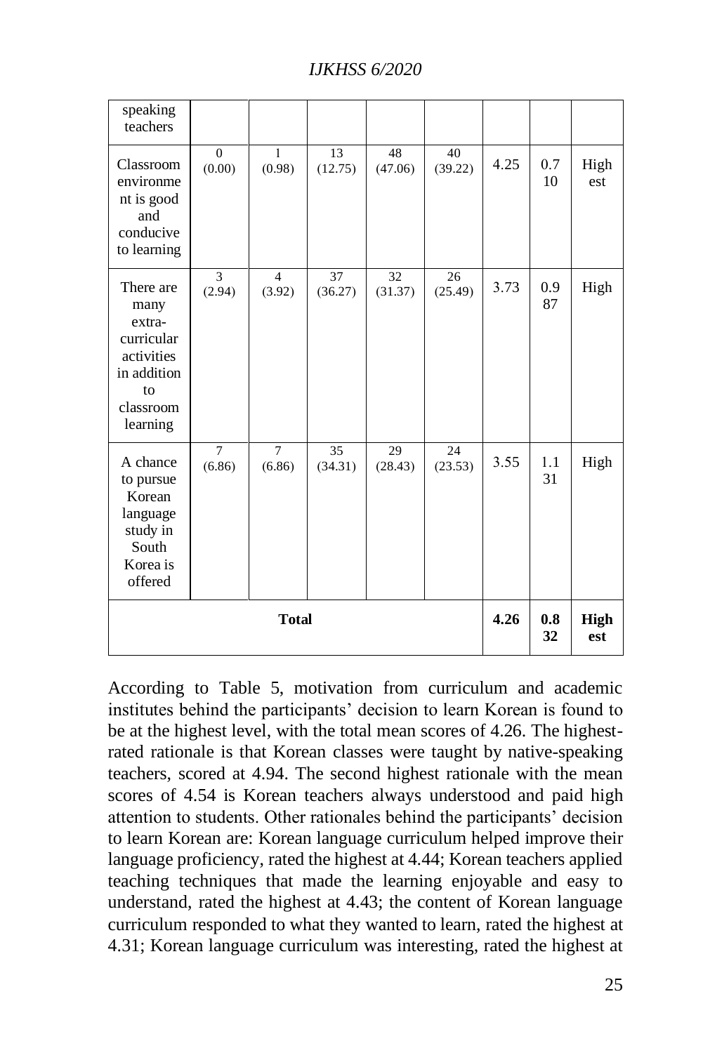| speaking teachers | | | | | | | | |
|---|---|---|---|---|---|---|---|---|
| Classroom environment is good and conducive to learning | 0 (0.00) | 1 (0.98) | 13 (12.75) | 48 (47.06) | 40 (39.22) | 4.25 | 0.710 | Highest |
| There are many extra-curricular activities in addition to classroom learning | 3 (2.94) | 4 (3.92) | 37 (36.27) | 32 (31.37) | 26 (25.49) | 3.73 | 0.987 | High |
| A chance to pursue Korean language study in South Korea is offered | 7 (6.86) | 7 (6.86) | 35 (34.31) | 29 (28.43) | 24 (23.53) | 3.55 | 1.131 | High |
| **Total** | | | | | | **4.26** | **0.832** | **Highest** |

According to Table 5, motivation from curriculum and academic institutes behind the participants' decision to learn Korean is found to be at the highest level, with the total mean scores of 4.26. The highest-rated rationale is that Korean classes were taught by native-speaking teachers, scored at 4.94. The second highest rationale with the mean scores of 4.54 is Korean teachers always understood and paid high attention to students. Other rationales behind the participants' decision to learn Korean are: Korean language curriculum helped improve their language proficiency, rated the highest at 4.44; Korean teachers applied teaching techniques that made the learning enjoyable and easy to understand, rated the highest at 4.43; the content of Korean language curriculum responded to what they wanted to learn, rated the highest at 4.31; Korean language curriculum was interesting, rated the highest at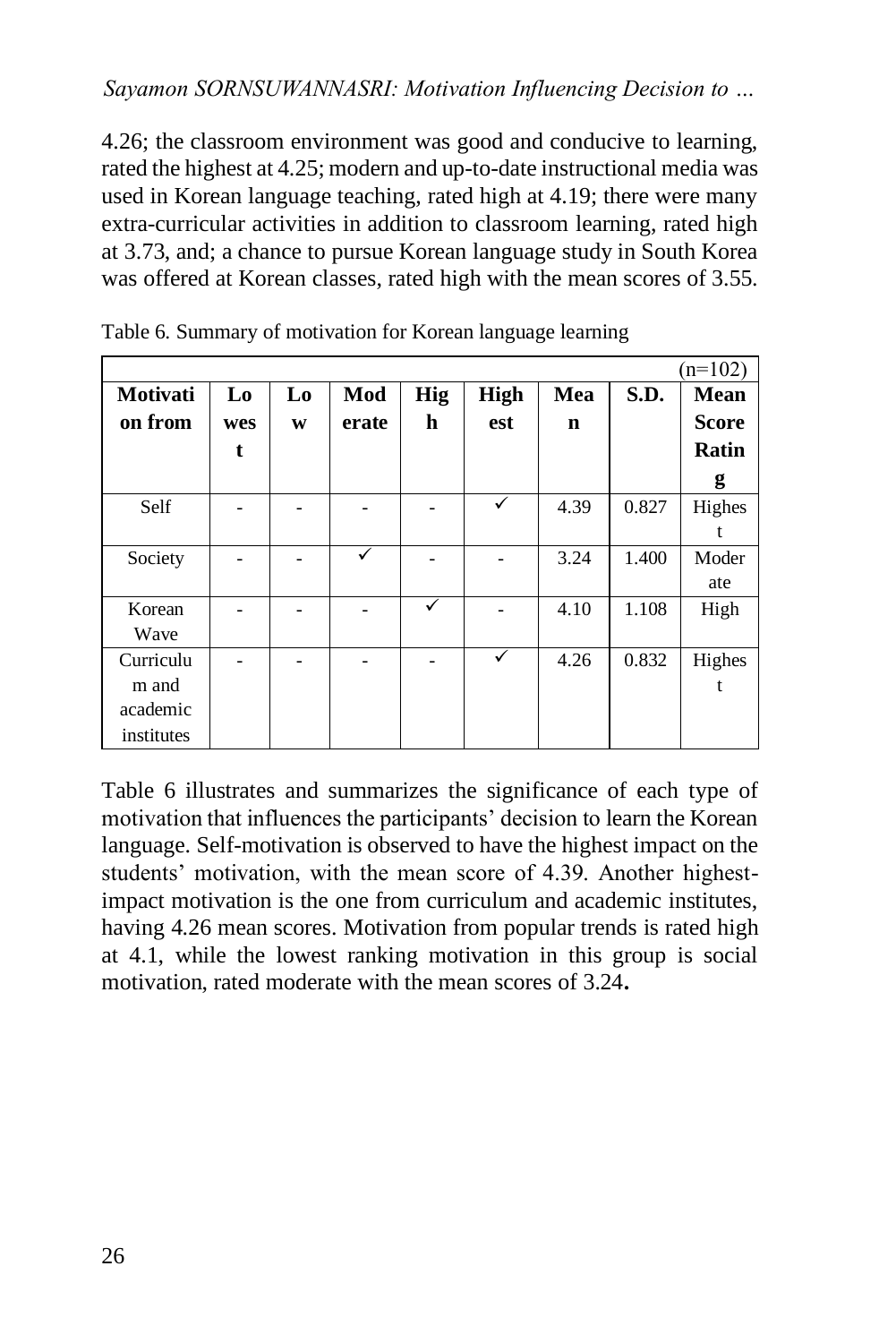4.26; the classroom environment was good and conducive to learning, rated the highest at 4.25; modern and up-to-date instructional media was used in Korean language teaching, rated high at 4.19; there were many extra-curricular activities in addition to classroom learning, rated high at 3.73, and; a chance to pursue Korean language study in South Korea was offered at Korean classes, rated high with the mean scores of 3.55.

Table 6. Summary of motivation for Korean language learning

(n=102)

| Motivation from | Lowest | Low | Moderate | High | Highest | Mean | S.D. | Mean Score Rating |
|---|---|---|---|---|---|---|---|---|
| Self | - | - | - | - | ✓ | 4.39 | 0.827 | Highest |
| Society | - | - | ✓ | - | - | 3.24 | 1.400 | Moderate |
| Korean Wave | - | - | - | ✓ | - | 4.10 | 1.108 | High |
| Curriculum and academic institutes | - | - | - | - | ✓ | 4.26 | 0.832 | Highest |

Table 6 illustrates and summarizes the significance of each type of motivation that influences the participants' decision to learn the Korean language. Self-motivation is observed to have the highest impact on the students' motivation, with the mean score of 4.39. Another highest-impact motivation is the one from curriculum and academic institutes, having 4.26 mean scores. Motivation from popular trends is rated high at 4.1, while the lowest ranking motivation in this group is social motivation, rated moderate with the mean scores of 3.24.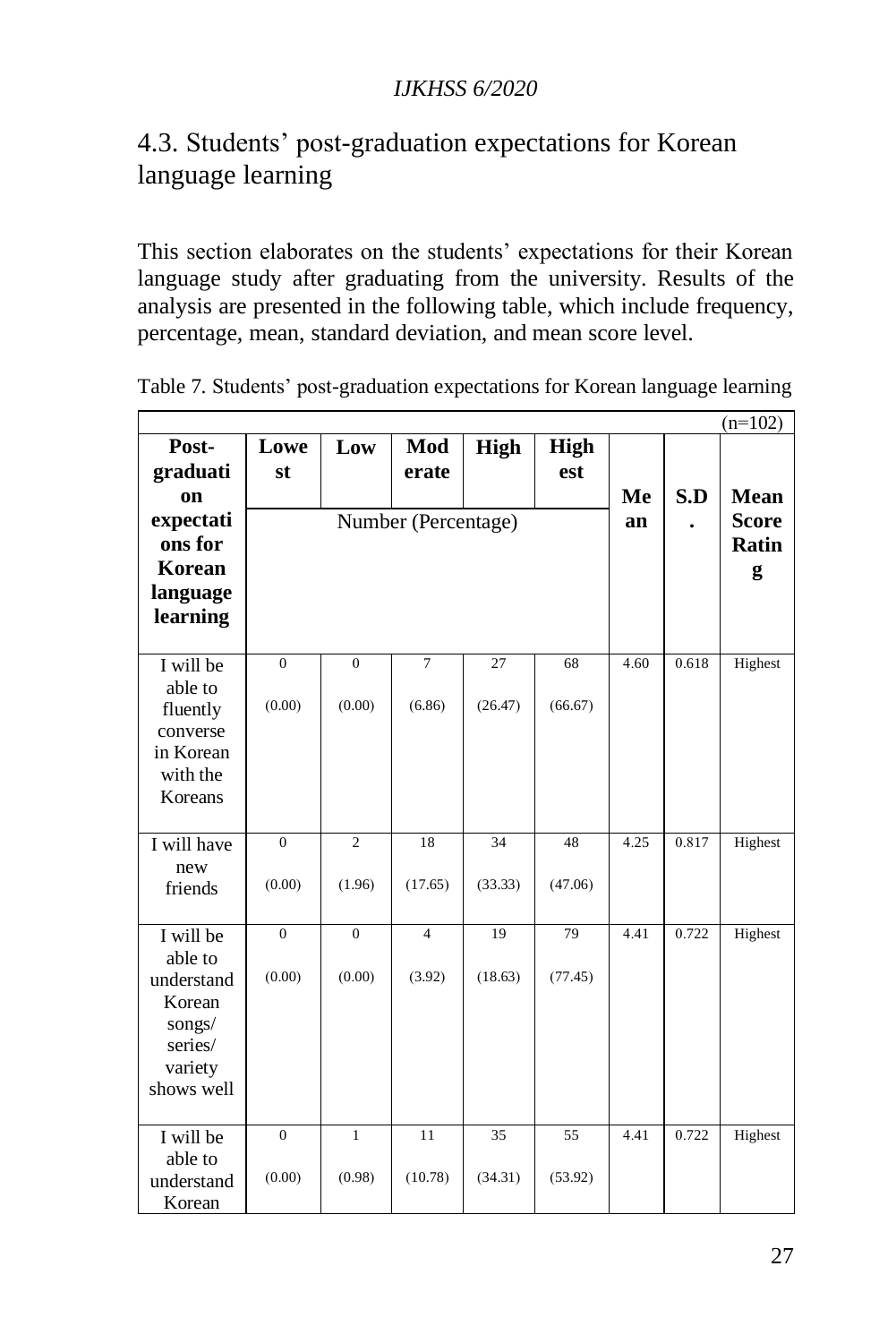## 4.3. Students' post-graduation expectations for Korean language learning

This section elaborates on the students' expectations for their Korean language study after graduating from the university. Results of the analysis are presented in the following table, which include frequency, percentage, mean, standard deviation, and mean score level.

Table 7. Students' post-graduation expectations for Korean language learning

(n=102)

| Post-graduation expectations for Korean language learning | Lowest | Low | Moderate | High | Highest | Mean | S.D. | Mean Score Rating |
|---|---|---|---|---|---|---|---|---|
| | Number (Percentage) | | | | | | | |
| I will be able to fluently converse in Korean with the Koreans | 0 (0.00) | 0 (0.00) | 7 (6.86) | 27 (26.47) | 68 (66.67) | 4.60 | 0.618 | Highest |
| I will have new friends | 0 (0.00) | 2 (1.96) | 18 (17.65) | 34 (33.33) | 48 (47.06) | 4.25 | 0.817 | Highest |
| I will be able to understand Korean songs/ series/ variety shows well | 0 (0.00) | 0 (0.00) | 4 (3.92) | 19 (18.63) | 79 (77.45) | 4.41 | 0.722 | Highest |
| I will be able to understand Korean | 0 (0.00) | 1 (0.98) | 11 (10.78) | 35 (34.31) | 55 (53.92) | 4.41 | 0.722 | Highest |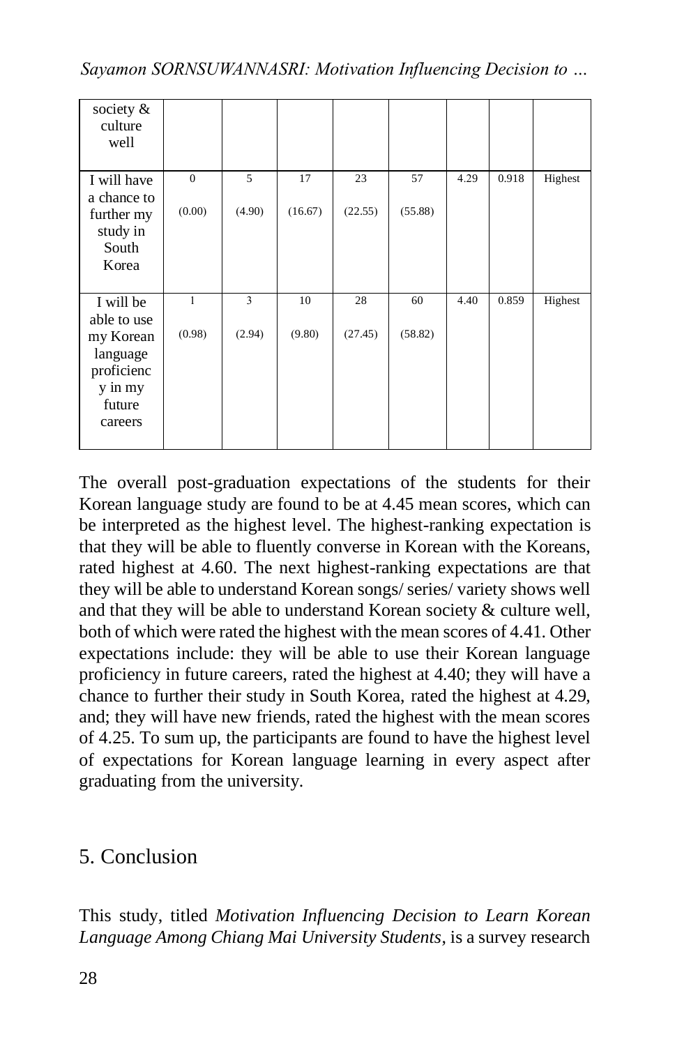| society & culture well | | | | | | | | |
|---|---|---|---|---|---|---|---|---|
| I will have a chance to further my study in South Korea | 0<br>(0.00) | 5<br>(4.90) | 17<br>(16.67) | 23<br>(22.55) | 57<br>(55.88) | 4.29 | 0.918 | Highest |
| I will be able to use my Korean language proficiency in my future careers | 1<br>(0.98) | 3<br>(2.94) | 10<br>(9.80) | 28<br>(27.45) | 60<br>(58.82) | 4.40 | 0.859 | Highest |

The overall post-graduation expectations of the students for their Korean language study are found to be at 4.45 mean scores, which can be interpreted as the highest level. The highest-ranking expectation is that they will be able to fluently converse in Korean with the Koreans, rated highest at 4.60. The next highest-ranking expectations are that they will be able to understand Korean songs/ series/ variety shows well and that they will be able to understand Korean society & culture well, both of which were rated the highest with the mean scores of 4.41. Other expectations include: they will be able to use their Korean language proficiency in future careers, rated the highest at 4.40; they will have a chance to further their study in South Korea, rated the highest at 4.29, and; they will have new friends, rated the highest with the mean scores of 4.25. To sum up, the participants are found to have the highest level of expectations for Korean language learning in every aspect after graduating from the university.

## 5. Conclusion

This study, titled *Motivation Influencing Decision to Learn Korean Language Among Chiang Mai University Students*, is a survey research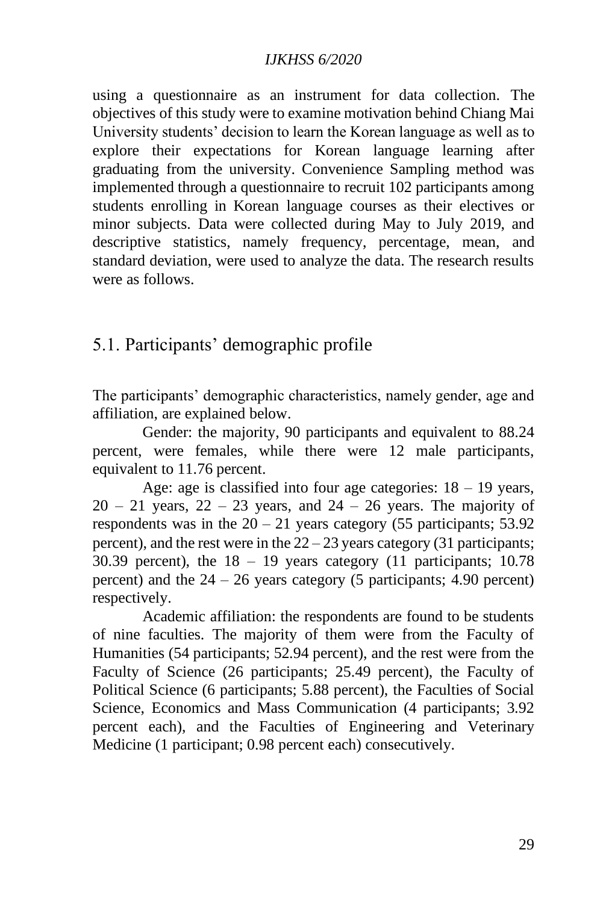using a questionnaire as an instrument for data collection. The objectives of this study were to examine motivation behind Chiang Mai University students' decision to learn the Korean language as well as to explore their expectations for Korean language learning after graduating from the university. Convenience Sampling method was implemented through a questionnaire to recruit 102 participants among students enrolling in Korean language courses as their electives or minor subjects. Data were collected during May to July 2019, and descriptive statistics, namely frequency, percentage, mean, and standard deviation, were used to analyze the data. The research results were as follows.

## 5.1. Participants' demographic profile

The participants' demographic characteristics, namely gender, age and affiliation, are explained below.

Gender: the majority, 90 participants and equivalent to 88.24 percent, were females, while there were 12 male participants, equivalent to 11.76 percent.

Age: age is classified into four age categories: 18 – 19 years, 20 – 21 years, 22 – 23 years, and 24 – 26 years. The majority of respondents was in the 20 – 21 years category (55 participants; 53.92 percent), and the rest were in the 22 – 23 years category (31 participants; 30.39 percent), the 18 – 19 years category (11 participants; 10.78 percent) and the 24 – 26 years category (5 participants; 4.90 percent) respectively.

Academic affiliation: the respondents are found to be students of nine faculties. The majority of them were from the Faculty of Humanities (54 participants; 52.94 percent), and the rest were from the Faculty of Science (26 participants; 25.49 percent), the Faculty of Political Science (6 participants; 5.88 percent), the Faculties of Social Science, Economics and Mass Communication (4 participants; 3.92 percent each), and the Faculties of Engineering and Veterinary Medicine (1 participant; 0.98 percent each) consecutively.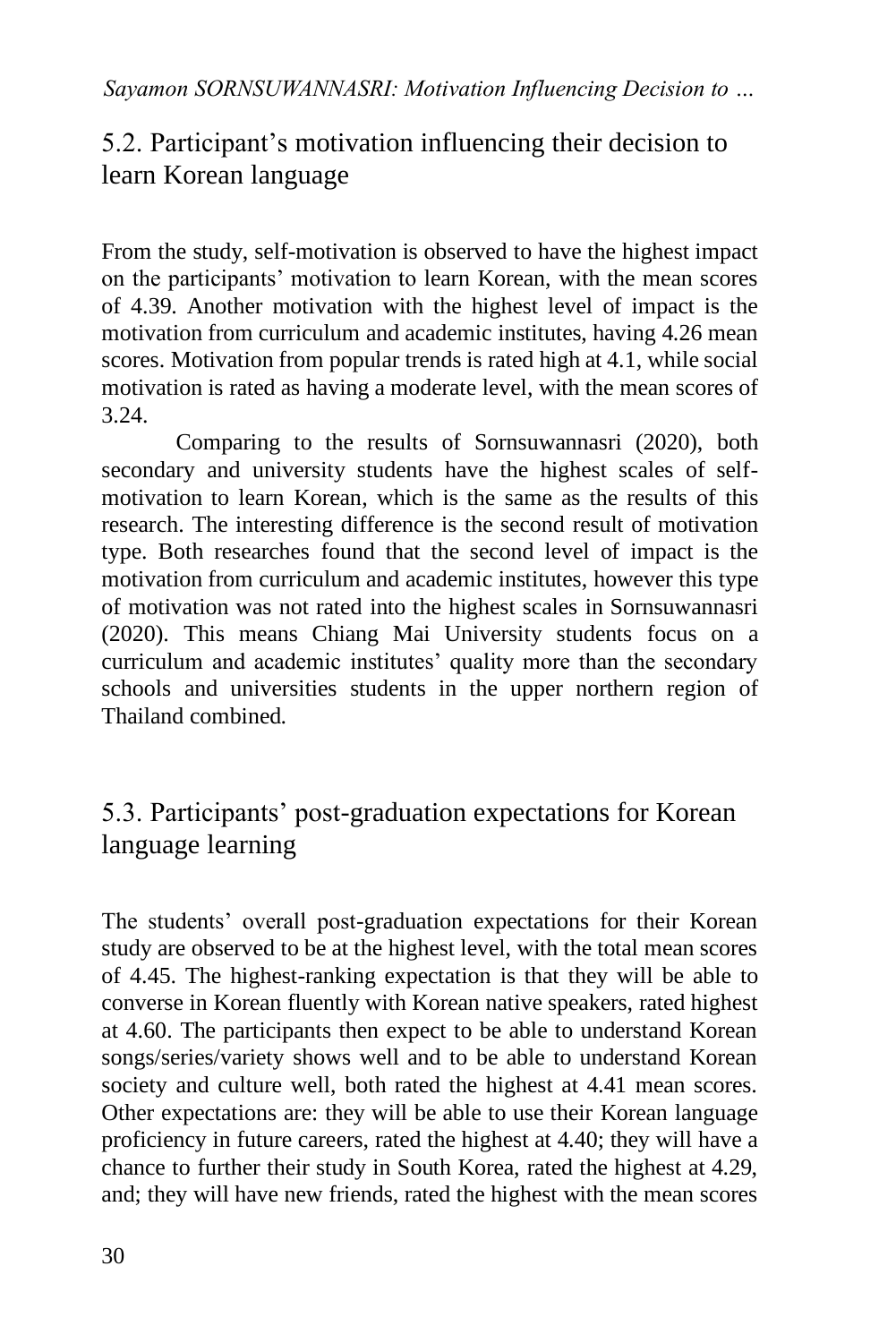## 5.2. Participant's motivation influencing their decision to learn Korean language

From the study, self-motivation is observed to have the highest impact on the participants' motivation to learn Korean, with the mean scores of 4.39. Another motivation with the highest level of impact is the motivation from curriculum and academic institutes, having 4.26 mean scores. Motivation from popular trends is rated high at 4.1, while social motivation is rated as having a moderate level, with the mean scores of 3.24.

Comparing to the results of Sornsuwannasri (2020), both secondary and university students have the highest scales of self-motivation to learn Korean, which is the same as the results of this research. The interesting difference is the second result of motivation type. Both researches found that the second level of impact is the motivation from curriculum and academic institutes, however this type of motivation was not rated into the highest scales in Sornsuwannasri (2020). This means Chiang Mai University students focus on a curriculum and academic institutes' quality more than the secondary schools and universities students in the upper northern region of Thailand combined.

## 5.3. Participants' post-graduation expectations for Korean language learning

The students' overall post-graduation expectations for their Korean study are observed to be at the highest level, with the total mean scores of 4.45. The highest-ranking expectation is that they will be able to converse in Korean fluently with Korean native speakers, rated highest at 4.60. The participants then expect to be able to understand Korean songs/series/variety shows well and to be able to understand Korean society and culture well, both rated the highest at 4.41 mean scores. Other expectations are: they will be able to use their Korean language proficiency in future careers, rated the highest at 4.40; they will have a chance to further their study in South Korea, rated the highest at 4.29, and; they will have new friends, rated the highest with the mean scores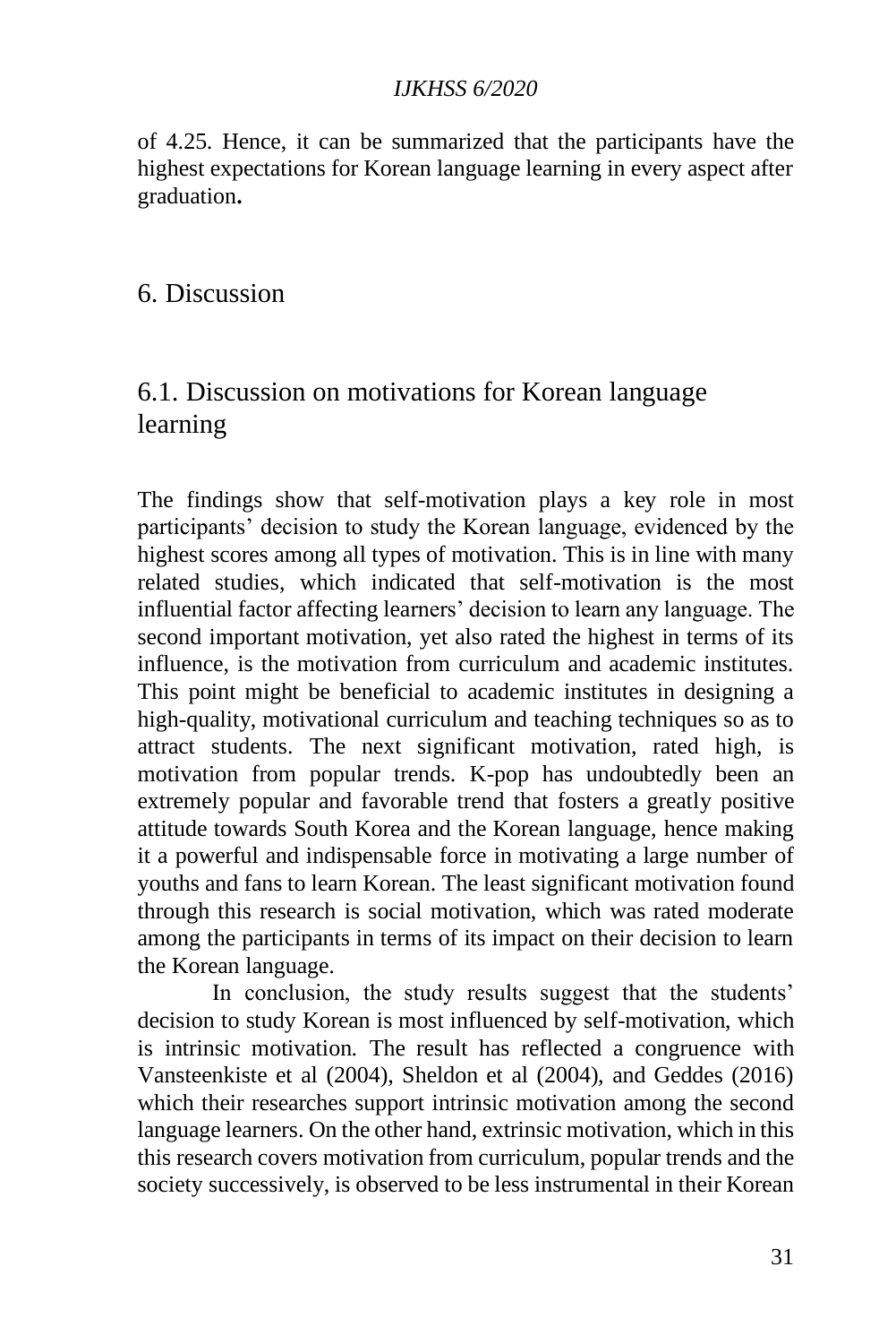of 4.25. Hence, it can be summarized that the participants have the highest expectations for Korean language learning in every aspect after graduation**.**

# 6. Discussion

## 6.1. Discussion on motivations for Korean language learning

The findings show that self-motivation plays a key role in most participants' decision to study the Korean language, evidenced by the highest scores among all types of motivation. This is in line with many related studies, which indicated that self-motivation is the most influential factor affecting learners' decision to learn any language. The second important motivation, yet also rated the highest in terms of its influence, is the motivation from curriculum and academic institutes. This point might be beneficial to academic institutes in designing a high-quality, motivational curriculum and teaching techniques so as to attract students. The next significant motivation, rated high, is motivation from popular trends. K-pop has undoubtedly been an extremely popular and favorable trend that fosters a greatly positive attitude towards South Korea and the Korean language, hence making it a powerful and indispensable force in motivating a large number of youths and fans to learn Korean. The least significant motivation found through this research is social motivation, which was rated moderate among the participants in terms of its impact on their decision to learn the Korean language.

In conclusion, the study results suggest that the students' decision to study Korean is most influenced by self-motivation, which is intrinsic motivation. The result has reflected a congruence with Vansteenkiste et al (2004), Sheldon et al (2004), and Geddes (2016) which their researches support intrinsic motivation among the second language learners. On the other hand, extrinsic motivation, which in this this research covers motivation from curriculum, popular trends and the society successively, is observed to be less instrumental in their Korean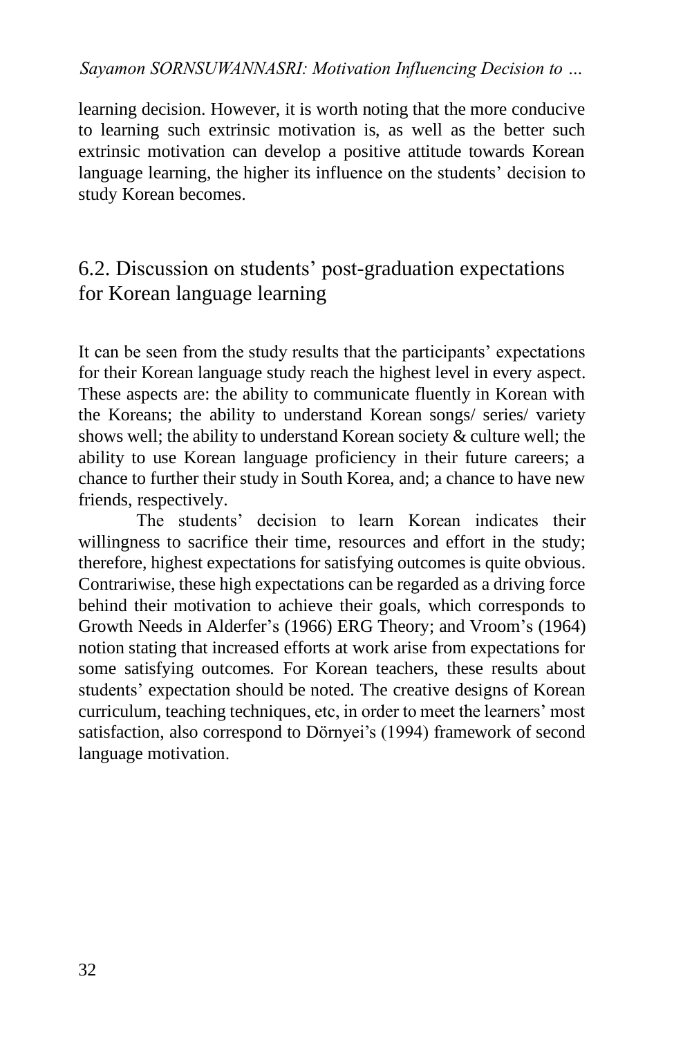learning decision. However, it is worth noting that the more conducive to learning such extrinsic motivation is, as well as the better such extrinsic motivation can develop a positive attitude towards Korean language learning, the higher its influence on the students' decision to study Korean becomes.

## 6.2. Discussion on students' post-graduation expectations for Korean language learning

It can be seen from the study results that the participants' expectations for their Korean language study reach the highest level in every aspect. These aspects are: the ability to communicate fluently in Korean with the Koreans; the ability to understand Korean songs/ series/ variety shows well; the ability to understand Korean society & culture well; the ability to use Korean language proficiency in their future careers; a chance to further their study in South Korea, and; a chance to have new friends, respectively.

The students' decision to learn Korean indicates their willingness to sacrifice their time, resources and effort in the study; therefore, highest expectations for satisfying outcomes is quite obvious. Contrariwise, these high expectations can be regarded as a driving force behind their motivation to achieve their goals, which corresponds to Growth Needs in Alderfer's (1966) ERG Theory; and Vroom's (1964) notion stating that increased efforts at work arise from expectations for some satisfying outcomes. For Korean teachers, these results about students' expectation should be noted. The creative designs of Korean curriculum, teaching techniques, etc, in order to meet the learners' most satisfaction, also correspond to Dörnyei's (1994) framework of second language motivation.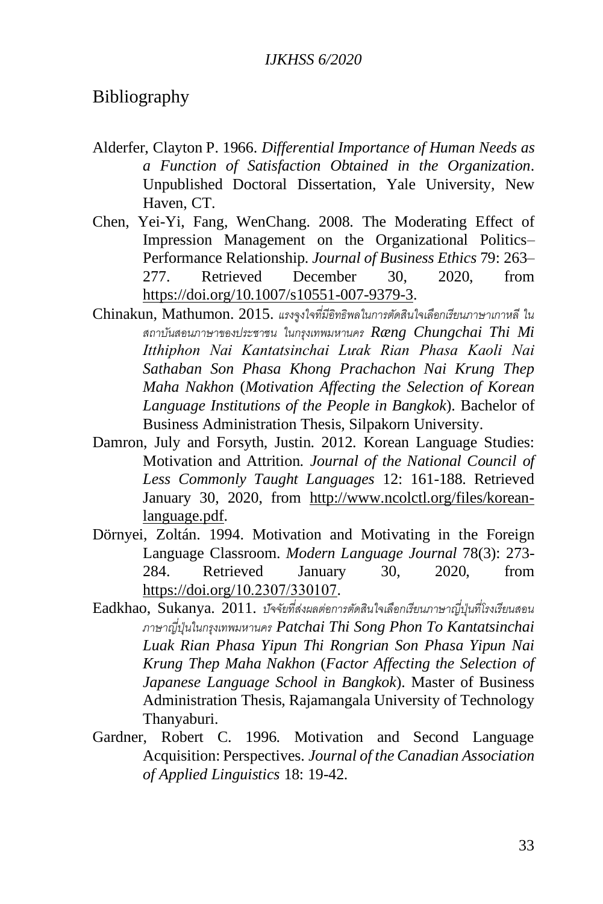# Bibliography

Alderfer, Clayton P. 1966. *Differential Importance of Human Needs as a Function of Satisfaction Obtained in the Organization*. Unpublished Doctoral Dissertation, Yale University, New Haven, CT.

Chen, Yei-Yi, Fang, WenChang. 2008. The Moderating Effect of Impression Management on the Organizational Politics–Performance Relationship. *Journal of Business Ethics* 79: 263–277. Retrieved December 30, 2020, from https://doi.org/10.1007/s10551-007-9379-3.

Chinakun, Mathumon. 2015. *แรงจูงใจที่มีอิทธิพลในการตัดสินใจเลือกเรียนภาษาเกาหลี ในสถาบันสอนภาษาของประชาชน ในกรุงเทพมหานคร Rœng Chungchai Thi Mi Itthiphon Nai Kantatsinchai Lɯak Rian Phasa Kaoli Nai Sathaban Son Phasa Khong Prachachon Nai Krung Thep Maha Nakhon* (*Motivation Affecting the Selection of Korean Language Institutions of the People in Bangkok*). Bachelor of Business Administration Thesis, Silpakorn University.

Damron, July and Forsyth, Justin. 2012. Korean Language Studies: Motivation and Attrition. *Journal of the National Council of Less Commonly Taught Languages* 12: 161-188. Retrieved January 30, 2020, from http://www.ncolctl.org/files/korean-language.pdf.

Dörnyei, Zoltán. 1994. Motivation and Motivating in the Foreign Language Classroom. *Modern Language Journal* 78(3): 273-284. Retrieved January 30, 2020, from https://doi.org/10.2307/330107.

Eadkhao, Sukanya. 2011. *ปัจจัยที่ส่งผลต่อการตัดสินใจเลือกเรียนภาษาญี่ปุ่นที่โรงเรียนสอนภาษาญี่ปุ่นในกรุงเทพมหานคร Patchai Thi Song Phon To Kantatsinchai Luak Rian Phasa Yipun Thi Rongrian Son Phasa Yipun Nai Krung Thep Maha Nakhon* (*Factor Affecting the Selection of Japanese Language School in Bangkok*). Master of Business Administration Thesis, Rajamangala University of Technology Thanyaburi.

Gardner, Robert C. 1996. Motivation and Second Language Acquisition: Perspectives. *Journal of the Canadian Association of Applied Linguistics* 18: 19-42.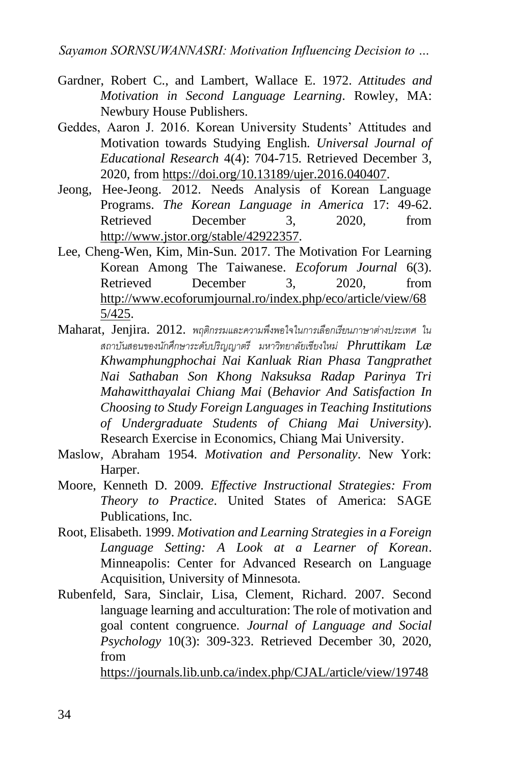Gardner, Robert C., and Lambert, Wallace E. 1972. *Attitudes and Motivation in Second Language Learning*. Rowley, MA: Newbury House Publishers.

Geddes, Aaron J. 2016. Korean University Students' Attitudes and Motivation towards Studying English. *Universal Journal of Educational Research* 4(4): 704-715. Retrieved December 3, 2020, from https://doi.org/10.13189/ujer.2016.040407.

Jeong, Hee-Jeong. 2012. Needs Analysis of Korean Language Programs. *The Korean Language in America* 17: 49-62. Retrieved December 3, 2020, from http://www.jstor.org/stable/42922357.

Lee, Cheng-Wen, Kim, Min-Sun. 2017. The Motivation For Learning Korean Among The Taiwanese. *Ecoforum Journal* 6(3). Retrieved December 3, 2020, from http://www.ecoforumjournal.ro/index.php/eco/article/view/685/425.

Maharat, Jenjira. 2012. *พฤติกรรมและความพึงพอใจในการเลือกเรียนภาษาต่างประเทศ ในสถาบันสอนของนักศึกษาระดับปริญญาตรี มหาวิทยาลัยเชียงใหม่ Phruttikam Lae Khwamphungphochai Nai Kanluak Rian Phasa Tangprathet Nai Sathaban Son Khong Naksuksa Radap Parinya Tri Mahawitthayalai Chiang Mai* (*Behavior And Satisfaction In Choosing to Study Foreign Languages in Teaching Institutions of Undergraduate Students of Chiang Mai University*). Research Exercise in Economics, Chiang Mai University.

Maslow, Abraham 1954. *Motivation and Personality*. New York: Harper.

Moore, Kenneth D. 2009. *Effective Instructional Strategies: From Theory to Practice*. United States of America: SAGE Publications, Inc.

Root, Elisabeth. 1999. *Motivation and Learning Strategies in a Foreign Language Setting: A Look at a Learner of Korean*. Minneapolis: Center for Advanced Research on Language Acquisition, University of Minnesota.

Rubenfeld, Sara, Sinclair, Lisa, Clement, Richard. 2007. Second language learning and acculturation: The role of motivation and goal content congruence. *Journal of Language and Social Psychology* 10(3): 309-323. Retrieved December 30, 2020, from https://journals.lib.unb.ca/index.php/CJAL/article/view/19748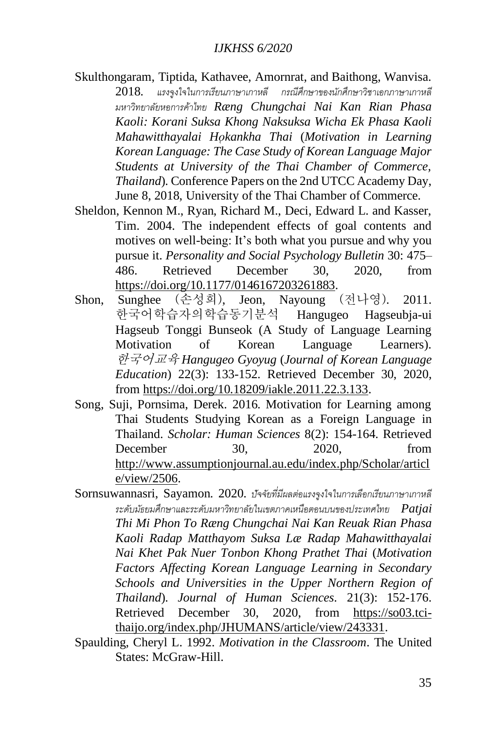Skulthongaram, Tiptida, Kathavee, Amornrat, and Baithong, Wanvisa. 2018. *แรงจูงใจในการเรียนภาษาเกาหลี กรณีศึกษาของนักศึกษาวิชาเอกภาษาเกาหลี มหาวิทยาลัยหอการค้าไทย* ***Ræng Chungchai Nai Kan Rian Phasa Kaoli: Korani Suksa Khong Naksuksa Wicha Ek Phasa Kaoli Mahawitthayalai Hǫkankha Thai*** (***Motivation in Learning Korean Language: The Case Study of Korean Language Major Students at University of the Thai Chamber of Commerce, Thailand***). Conference Papers on the 2nd UTCC Academy Day, June 8, 2018, University of the Thai Chamber of Commerce.

Sheldon, Kennon M., Ryan, Richard M., Deci, Edward L. and Kasser, Tim. 2004. The independent effects of goal contents and motives on well-being: It's both what you pursue and why you pursue it. *Personality and Social Psychology Bulletin* 30: 475–486. Retrieved December 30, 2020, from https://doi.org/10.1177/0146167203261883.

Shon, Sunghee (손성희), Jeon, Nayoung (전나영). 2011. 한국어학습자의학습동기분석 Hangugeo Hagseubja-ui Hagseub Tonggi Bunseok (A Study of Language Learning Motivation of Korean Language Learners). *한국어교육* ***Hangugeo Gyoyug*** (***Journal of Korean Language Education***) 22(3): 133-152. Retrieved December 30, 2020, from https://doi.org/10.18209/iakle.2011.22.3.133.

Song, Suji, Pornsima, Derek. 2016. Motivation for Learning among Thai Students Studying Korean as a Foreign Language in Thailand. *Scholar: Human Sciences* 8(2): 154-164. Retrieved December 30, 2020, from http://www.assumptionjournal.au.edu/index.php/Scholar/article/view/2506.

Sornsuwannasri, Sayamon. 2020. *ปัจจัยที่มีผลต่อแรงจูงใจในการเลือกเรียนภาษาเกาหลีระดับมัธยมศึกษาและระดับมหาวิทยาลัยในเขตภาคเหนือตอนบนของประเทศไทย* ***Patjai Thi Mi Phon To Ræng Chungchai Nai Kan Reuak Rian Phasa Kaoli Radap Matthayom Suksa Læ Radap Mahawitthayalai Nai Khet Pak Nuer Tonbon Khong Prathet Thai*** (***Motivation Factors Affecting Korean Language Learning in Secondary Schools and Universities in the Upper Northern Region of Thailand***). *Journal of Human Sciences*. 21(3): 152-176. Retrieved December 30, 2020, from https://so03.tci-thaijo.org/index.php/JHUMANS/article/view/243331.

Spaulding, Cheryl L. 1992. *Motivation in the Classroom*. The United States: McGraw-Hill.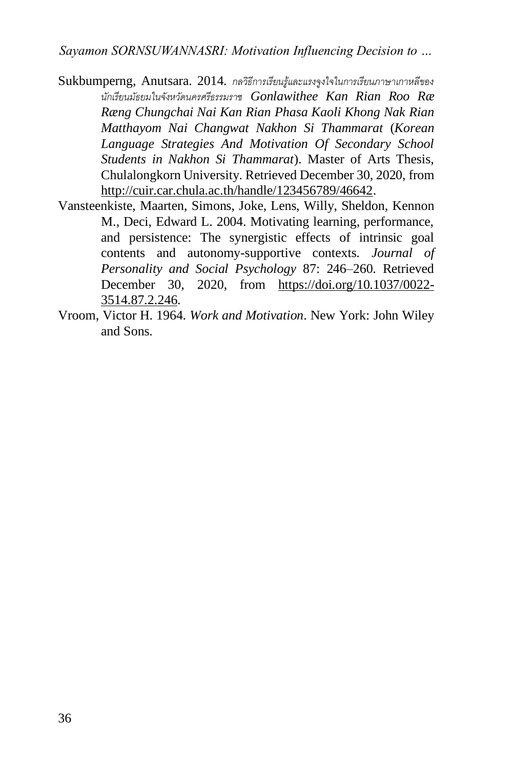Sukbumperng, Anutsara. 2014. *กลวิธีการเรียนรู้และแรงจูงใจในการเรียนภาษาเกาหลีของนักเรียนมัธยมในจังหวัดนครศรีธรรมราช Gonlawithee Kan Rian Roo Ræ Ræng Chungchai Nai Kan Rian Phasa Kaoli Khong Nak Rian Matthayom Nai Changwat Nakhon Si Thammarat* (*Korean Language Strategies And Motivation Of Secondary School Students in Nakhon Si Thammarat*). Master of Arts Thesis, Chulalongkorn University. Retrieved December 30, 2020, from http://cuir.car.chula.ac.th/handle/123456789/46642.

Vansteenkiste, Maarten, Simons, Joke, Lens, Willy, Sheldon, Kennon M., Deci, Edward L. 2004. Motivating learning, performance, and persistence: The synergistic effects of intrinsic goal contents and autonomy-supportive contexts. *Journal of Personality and Social Psychology* 87: 246–260. Retrieved December 30, 2020, from https://doi.org/10.1037/0022-3514.87.2.246.

Vroom, Victor H. 1964. *Work and Motivation*. New York: John Wiley and Sons.